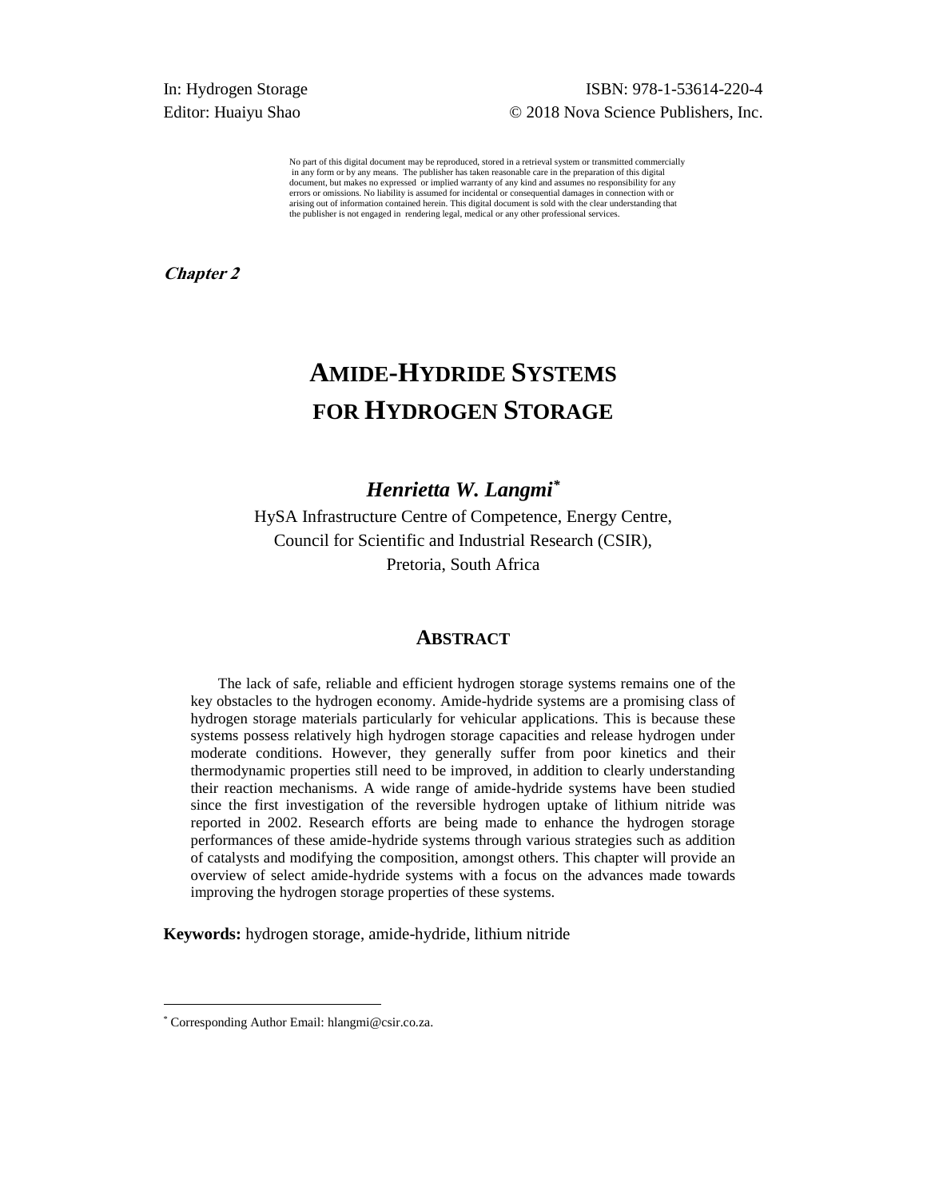In: Hydrogen Storage
Editor: Huaiyu Shao

ISBN: 978-1-53614-220-4
© 2018 Nova Science Publishers, Inc.

No part of this digital document may be reproduced, stored in a retrieval system or transmitted commercially in any form or by any means. The publisher has taken reasonable care in the preparation of this digital document, but makes no expressed or implied warranty of any kind and assumes no responsibility for any errors or omissions. No liability is assumed for incidental or consequential damages in connection with or arising out of information contained herein. This digital document is sold with the clear understanding that the publisher is not engaged in rendering legal, medical or any other professional services.

***Chapter 2***

# AMIDE-HYDRIDE SYSTEMS FOR HYDROGEN STORAGE

***Henrietta W. Langmi****

HySA Infrastructure Centre of Competence, Energy Centre,
Council for Scientific and Industrial Research (CSIR),
Pretoria, South Africa

## ABSTRACT

The lack of safe, reliable and efficient hydrogen storage systems remains one of the key obstacles to the hydrogen economy. Amide-hydride systems are a promising class of hydrogen storage materials particularly for vehicular applications. This is because these systems possess relatively high hydrogen storage capacities and release hydrogen under moderate conditions. However, they generally suffer from poor kinetics and their thermodynamic properties still need to be improved, in addition to clearly understanding their reaction mechanisms. A wide range of amide-hydride systems have been studied since the first investigation of the reversible hydrogen uptake of lithium nitride was reported in 2002. Research efforts are being made to enhance the hydrogen storage performances of these amide-hydride systems through various strategies such as addition of catalysts and modifying the composition, amongst others. This chapter will provide an overview of select amide-hydride systems with a focus on the advances made towards improving the hydrogen storage properties of these systems.

**Keywords:** hydrogen storage, amide-hydride, lithium nitride

* Corresponding Author Email: hlangmi@csir.co.za.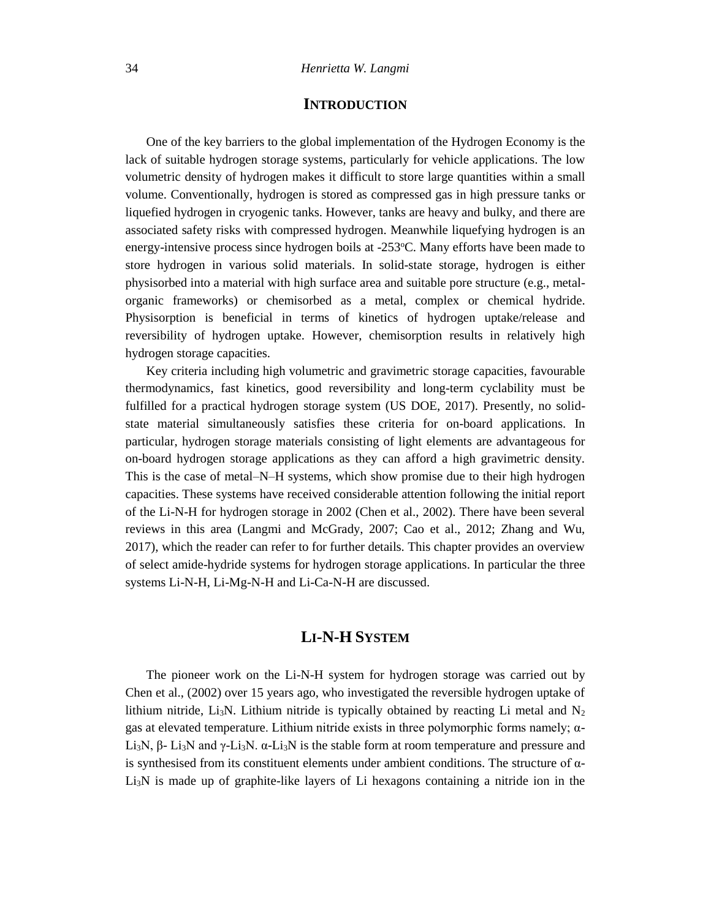## INTRODUCTION

One of the key barriers to the global implementation of the Hydrogen Economy is the lack of suitable hydrogen storage systems, particularly for vehicle applications. The low volumetric density of hydrogen makes it difficult to store large quantities within a small volume. Conventionally, hydrogen is stored as compressed gas in high pressure tanks or liquefied hydrogen in cryogenic tanks. However, tanks are heavy and bulky, and there are associated safety risks with compressed hydrogen. Meanwhile liquefying hydrogen is an energy-intensive process since hydrogen boils at -253°C. Many efforts have been made to store hydrogen in various solid materials. In solid-state storage, hydrogen is either physisorbed into a material with high surface area and suitable pore structure (e.g., metal-organic frameworks) or chemisorbed as a metal, complex or chemical hydride. Physisorption is beneficial in terms of kinetics of hydrogen uptake/release and reversibility of hydrogen uptake. However, chemisorption results in relatively high hydrogen storage capacities.

Key criteria including high volumetric and gravimetric storage capacities, favourable thermodynamics, fast kinetics, good reversibility and long-term cyclability must be fulfilled for a practical hydrogen storage system (US DOE, 2017). Presently, no solid-state material simultaneously satisfies these criteria for on-board applications. In particular, hydrogen storage materials consisting of light elements are advantageous for on-board hydrogen storage applications as they can afford a high gravimetric density. This is the case of metal–N–H systems, which show promise due to their high hydrogen capacities. These systems have received considerable attention following the initial report of the Li-N-H for hydrogen storage in 2002 (Chen et al., 2002). There have been several reviews in this area (Langmi and McGrady, 2007; Cao et al., 2012; Zhang and Wu, 2017), which the reader can refer to for further details. This chapter provides an overview of select amide-hydride systems for hydrogen storage applications. In particular the three systems Li-N-H, Li-Mg-N-H and Li-Ca-N-H are discussed.

## LI-N-H SYSTEM

The pioneer work on the Li-N-H system for hydrogen storage was carried out by Chen et al., (2002) over 15 years ago, who investigated the reversible hydrogen uptake of lithium nitride, $Li_3N$. Lithium nitride is typically obtained by reacting Li metal and $N_2$ gas at elevated temperature. Lithium nitride exists in three polymorphic forms namely; α-$Li_3N$, β- $Li_3N$ and γ-$Li_3N$. α-$Li_3N$ is the stable form at room temperature and pressure and is synthesised from its constituent elements under ambient conditions. The structure of α-$Li_3N$ is made up of graphite-like layers of Li hexagons containing a nitride ion in the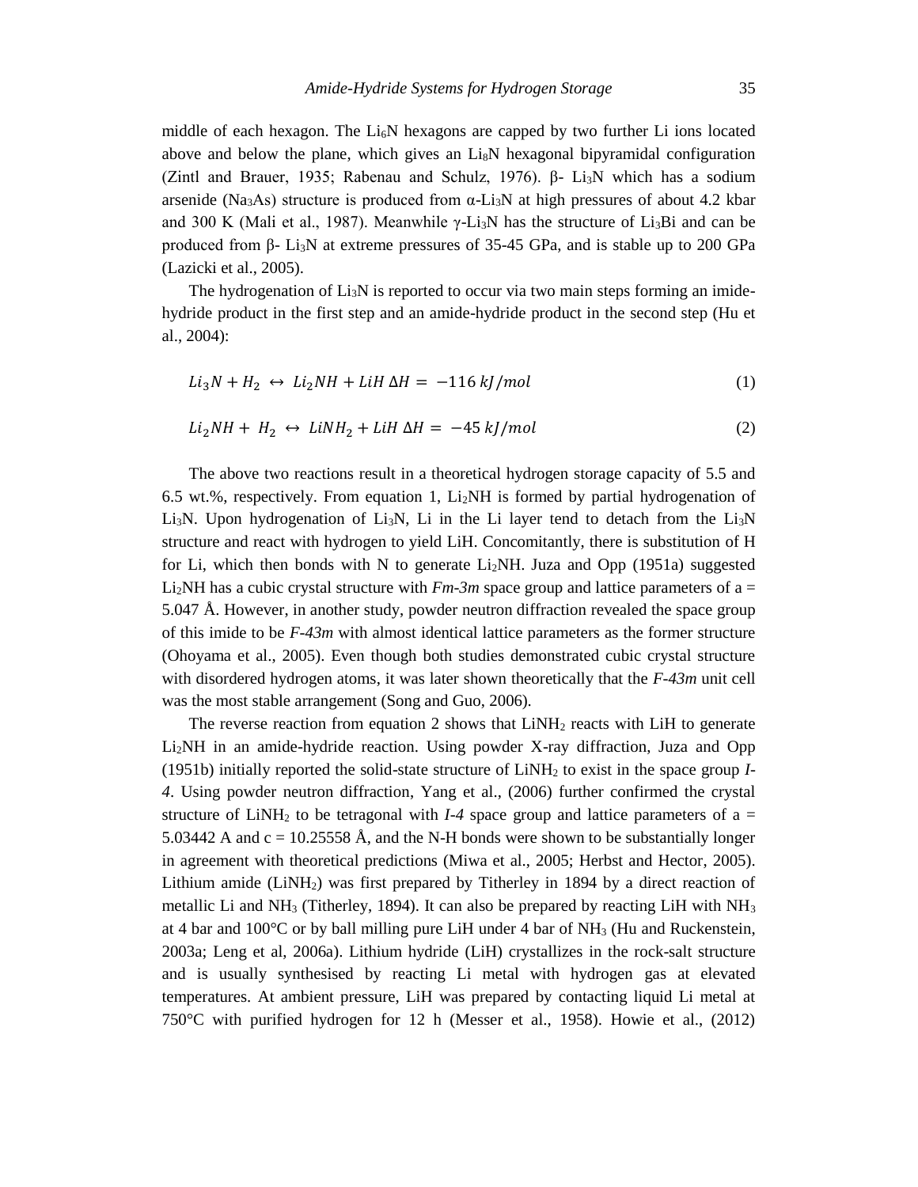middle of each hexagon. The $Li_6N$ hexagons are capped by two further Li ions located above and below the plane, which gives an $Li_8N$ hexagonal bipyramidal configuration (Zintl and Brauer, 1935; Rabenau and Schulz, 1976). β- $Li_3N$ which has a sodium arsenide ($Na_3As$) structure is produced from α-$Li_3N$ at high pressures of about 4.2 kbar and 300 K (Mali et al., 1987). Meanwhile γ-$Li_3N$ has the structure of $Li_3Bi$ and can be produced from β- $Li_3N$ at extreme pressures of 35-45 GPa, and is stable up to 200 GPa (Lazicki et al., 2005).

The hydrogenation of $Li_3N$ is reported to occur via two main steps forming an imide-hydride product in the first step and an amide-hydride product in the second step (Hu et al., 2004):

$$Li_3N + H_2 \leftrightarrow Li_2NH + LiH \; \Delta H = -116 \; kJ/mol \tag{1}$$

$$Li_2NH + H_2 \leftrightarrow LiNH_2 + LiH \; \Delta H = -45 \; kJ/mol \tag{2}$$

The above two reactions result in a theoretical hydrogen storage capacity of 5.5 and 6.5 wt.%, respectively. From equation 1, $Li_2NH$ is formed by partial hydrogenation of $Li_3N$. Upon hydrogenation of $Li_3N$, Li in the Li layer tend to detach from the $Li_3N$ structure and react with hydrogen to yield LiH. Concomitantly, there is substitution of H for Li, which then bonds with N to generate $Li_2NH$. Juza and Opp (1951a) suggested $Li_2NH$ has a cubic crystal structure with *Fm-3m* space group and lattice parameters of a = 5.047 Å. However, in another study, powder neutron diffraction revealed the space group of this imide to be *F-43m* with almost identical lattice parameters as the former structure (Ohoyama et al., 2005). Even though both studies demonstrated cubic crystal structure with disordered hydrogen atoms, it was later shown theoretically that the *F-43m* unit cell was the most stable arrangement (Song and Guo, 2006).

The reverse reaction from equation 2 shows that $LiNH_2$ reacts with LiH to generate $Li_2NH$ in an amide-hydride reaction. Using powder X-ray diffraction, Juza and Opp (1951b) initially reported the solid-state structure of $LiNH_2$ to exist in the space group *I-4*. Using powder neutron diffraction, Yang et al., (2006) further confirmed the crystal structure of $LiNH_2$ to be tetragonal with *I-4* space group and lattice parameters of a = 5.03442 A and c = 10.25558 Å, and the N-H bonds were shown to be substantially longer in agreement with theoretical predictions (Miwa et al., 2005; Herbst and Hector, 2005). Lithium amide ($LiNH_2$) was first prepared by Titherley in 1894 by a direct reaction of metallic Li and $NH_3$ (Titherley, 1894). It can also be prepared by reacting LiH with $NH_3$ at 4 bar and 100°C or by ball milling pure LiH under 4 bar of $NH_3$ (Hu and Ruckenstein, 2003a; Leng et al, 2006a). Lithium hydride (LiH) crystallizes in the rock-salt structure and is usually synthesised by reacting Li metal with hydrogen gas at elevated temperatures. At ambient pressure, LiH was prepared by contacting liquid Li metal at 750°C with purified hydrogen for 12 h (Messer et al., 1958). Howie et al., (2012)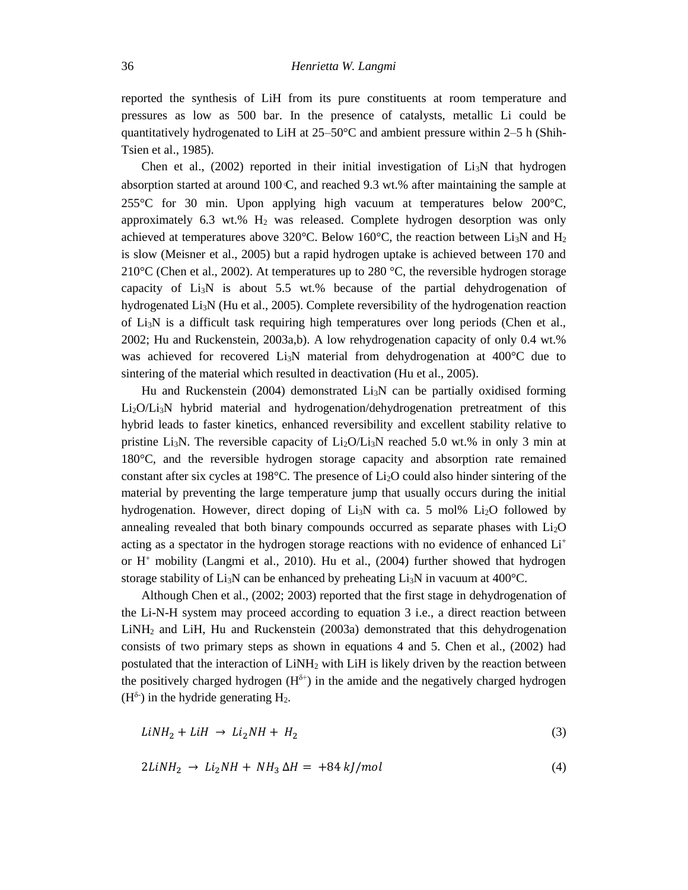reported the synthesis of LiH from its pure constituents at room temperature and pressures as low as 500 bar. In the presence of catalysts, metallic Li could be quantitatively hydrogenated to LiH at 25–50°C and ambient pressure within 2–5 h (Shih-Tsien et al., 1985).

Chen et al., (2002) reported in their initial investigation of $Li_3N$ that hydrogen absorption started at around 100°C, and reached 9.3 wt.% after maintaining the sample at 255°C for 30 min. Upon applying high vacuum at temperatures below 200°C, approximately 6.3 wt.% $H_2$ was released. Complete hydrogen desorption was only achieved at temperatures above 320°C. Below 160°C, the reaction between $Li_3N$ and $H_2$ is slow (Meisner et al., 2005) but a rapid hydrogen uptake is achieved between 170 and 210°C (Chen et al., 2002). At temperatures up to 280 °C, the reversible hydrogen storage capacity of $Li_3N$ is about 5.5 wt.% because of the partial dehydrogenation of hydrogenated $Li_3N$ (Hu et al., 2005). Complete reversibility of the hydrogenation reaction of $Li_3N$ is a difficult task requiring high temperatures over long periods (Chen et al., 2002; Hu and Ruckenstein, 2003a,b). A low rehydrogenation capacity of only 0.4 wt.% was achieved for recovered $Li_3N$ material from dehydrogenation at 400°C due to sintering of the material which resulted in deactivation (Hu et al., 2005).

Hu and Ruckenstein (2004) demonstrated $Li_3N$ can be partially oxidised forming $Li_2O/Li_3N$ hybrid material and hydrogenation/dehydrogenation pretreatment of this hybrid leads to faster kinetics, enhanced reversibility and excellent stability relative to pristine $Li_3N$. The reversible capacity of $Li_2O/Li_3N$ reached 5.0 wt.% in only 3 min at 180°C, and the reversible hydrogen storage capacity and absorption rate remained constant after six cycles at 198°C. The presence of $Li_2O$ could also hinder sintering of the material by preventing the large temperature jump that usually occurs during the initial hydrogenation. However, direct doping of $Li_3N$ with ca. 5 mol% $Li_2O$ followed by annealing revealed that both binary compounds occurred as separate phases with $Li_2O$ acting as a spectator in the hydrogen storage reactions with no evidence of enhanced $Li^+$ or $H^+$ mobility (Langmi et al., 2010). Hu et al., (2004) further showed that hydrogen storage stability of $Li_3N$ can be enhanced by preheating $Li_3N$ in vacuum at 400°C.

Although Chen et al., (2002; 2003) reported that the first stage in dehydrogenation of the Li-N-H system may proceed according to equation 3 i.e., a direct reaction between $LiNH_2$ and LiH, Hu and Ruckenstein (2003a) demonstrated that this dehydrogenation consists of two primary steps as shown in equations 4 and 5. Chen et al., (2002) had postulated that the interaction of $LiNH_2$ with LiH is likely driven by the reaction between the positively charged hydrogen ($H^{\delta+}$) in the amide and the negatively charged hydrogen ($H^{\delta-}$) in the hydride generating $H_2$.

$$LiNH_2 + LiH \rightarrow Li_2NH + H_2 \tag{3}$$

$$2LiNH_2 \rightarrow Li_2NH + NH_3 \; \Delta H = +84 \; kJ/mol \tag{4}$$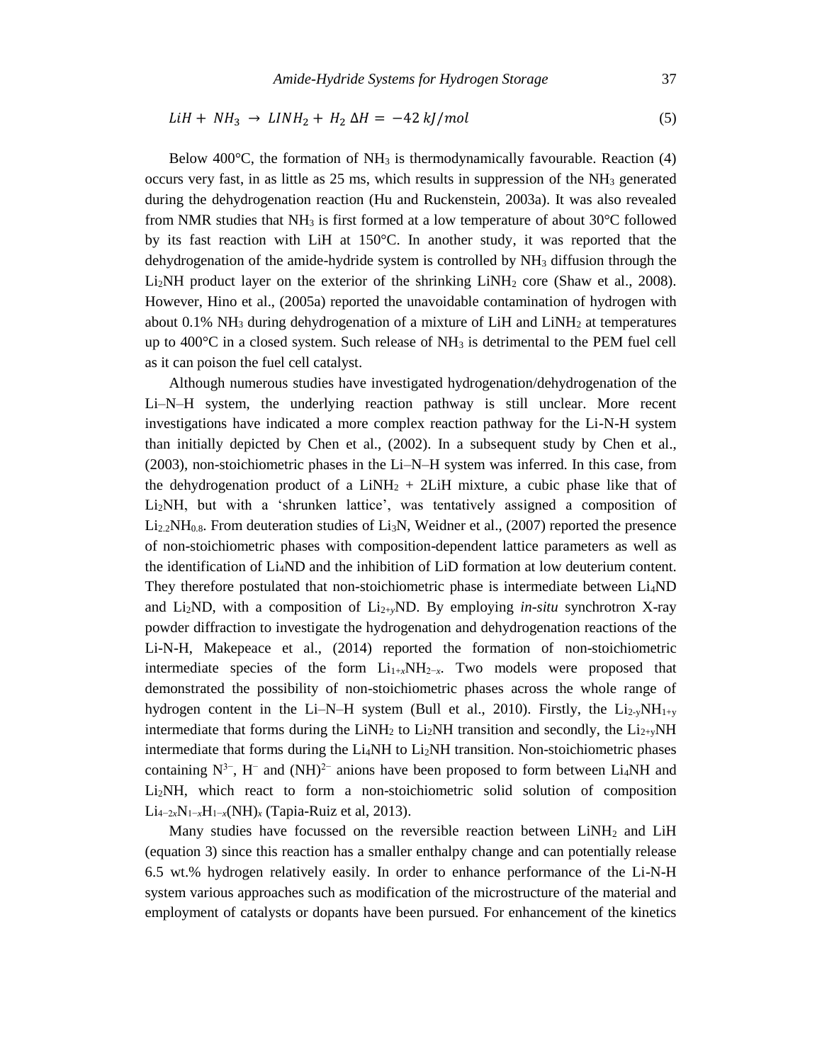$$LiH + NH_3 \rightarrow LINH_2 + H_2 \; \Delta H = -42 \; kJ/mol \tag{5}$$

Below 400°C, the formation of $NH_3$ is thermodynamically favourable. Reaction (4) occurs very fast, in as little as 25 ms, which results in suppression of the $NH_3$ generated during the dehydrogenation reaction (Hu and Ruckenstein, 2003a). It was also revealed from NMR studies that $NH_3$ is first formed at a low temperature of about 30°C followed by its fast reaction with LiH at 150°C. In another study, it was reported that the dehydrogenation of the amide-hydride system is controlled by $NH_3$ diffusion through the $Li_2NH$ product layer on the exterior of the shrinking $LiNH_2$ core (Shaw et al., 2008). However, Hino et al., (2005a) reported the unavoidable contamination of hydrogen with about 0.1% $NH_3$ during dehydrogenation of a mixture of LiH and $LiNH_2$ at temperatures up to 400°C in a closed system. Such release of $NH_3$ is detrimental to the PEM fuel cell as it can poison the fuel cell catalyst.

Although numerous studies have investigated hydrogenation/dehydrogenation of the Li–N–H system, the underlying reaction pathway is still unclear. More recent investigations have indicated a more complex reaction pathway for the Li-N-H system than initially depicted by Chen et al., (2002). In a subsequent study by Chen et al., (2003), non-stoichiometric phases in the Li–N–H system was inferred. In this case, from the dehydrogenation product of a $LiNH_2$ + 2LiH mixture, a cubic phase like that of $Li_2NH$, but with a 'shrunken lattice', was tentatively assigned a composition of $Li_{2.2}NH_{0.8}$. From deuteration studies of $Li_3N$, Weidner et al., (2007) reported the presence of non-stoichiometric phases with composition-dependent lattice parameters as well as the identification of $Li_4ND$ and the inhibition of LiD formation at low deuterium content. They therefore postulated that non-stoichiometric phase is intermediate between $Li_4ND$ and $Li_2ND$, with a composition of $Li_{2+y}ND$. By employing *in-situ* synchrotron X-ray powder diffraction to investigate the hydrogenation and dehydrogenation reactions of the Li-N-H, Makepeace et al., (2014) reported the formation of non-stoichiometric intermediate species of the form $Li_{1+x}NH_{2-x}$. Two models were proposed that demonstrated the possibility of non-stoichiometric phases across the whole range of hydrogen content in the Li–N–H system (Bull et al., 2010). Firstly, the $Li_{2-y}NH_{1+y}$ intermediate that forms during the $LiNH_2$ to $Li_2NH$ transition and secondly, the $Li_{2+y}NH$ intermediate that forms during the $Li_4NH$ to $Li_2NH$ transition. Non-stoichiometric phases containing $N^{3-}$, $H^-$ and $(NH)^{2-}$ anions have been proposed to form between $Li_4NH$ and $Li_2NH$, which react to form a non-stoichiometric solid solution of composition $Li_{4-2x}N_{1-x}H_{1-x}(NH)_x$ (Tapia-Ruiz et al, 2013).

Many studies have focussed on the reversible reaction between $LiNH_2$ and LiH (equation 3) since this reaction has a smaller enthalpy change and can potentially release 6.5 wt.% hydrogen relatively easily. In order to enhance performance of the Li-N-H system various approaches such as modification of the microstructure of the material and employment of catalysts or dopants have been pursued. For enhancement of the kinetics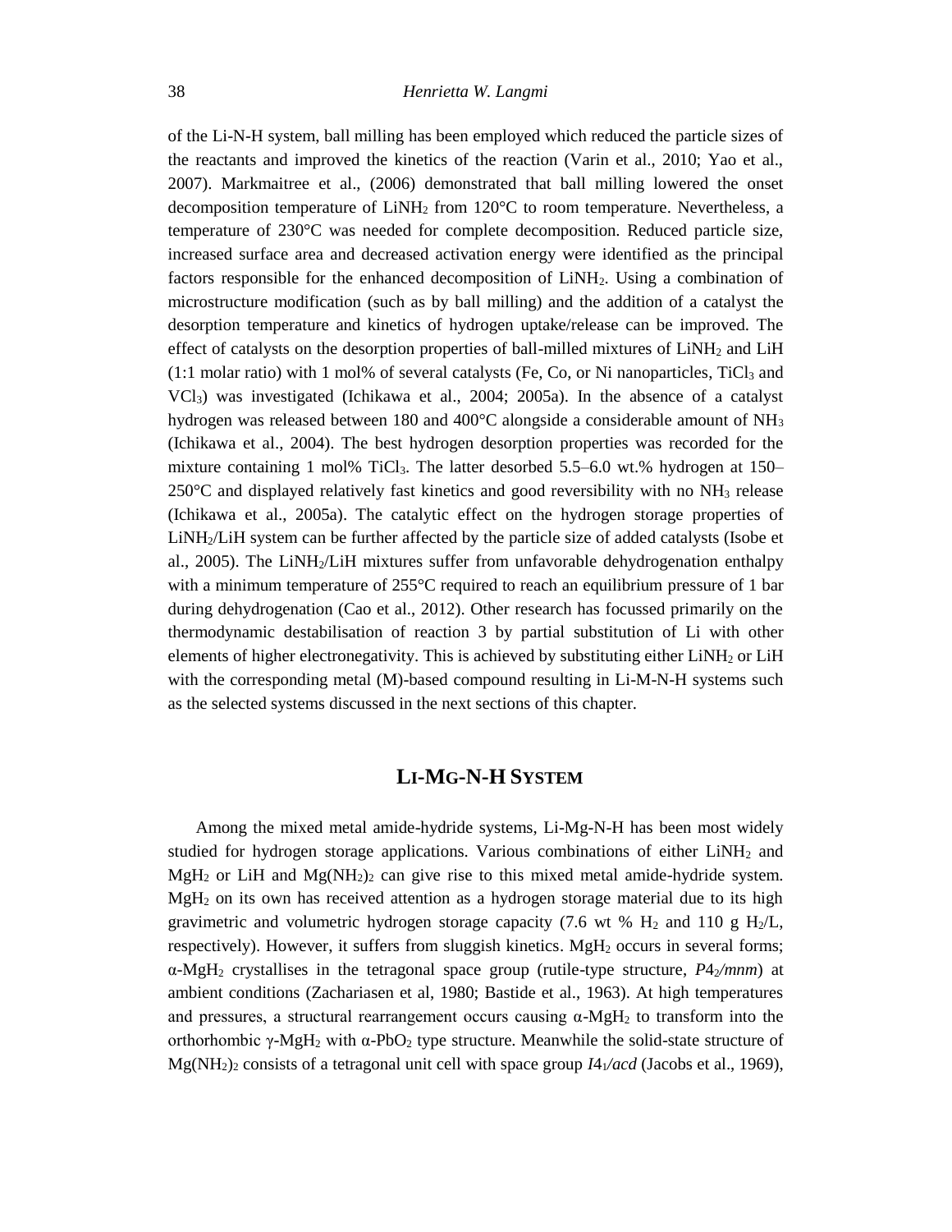of the Li-N-H system, ball milling has been employed which reduced the particle sizes of the reactants and improved the kinetics of the reaction (Varin et al., 2010; Yao et al., 2007). Markmaitree et al., (2006) demonstrated that ball milling lowered the onset decomposition temperature of $LiNH_2$ from 120°C to room temperature. Nevertheless, a temperature of 230°C was needed for complete decomposition. Reduced particle size, increased surface area and decreased activation energy were identified as the principal factors responsible for the enhanced decomposition of $LiNH_2$. Using a combination of microstructure modification (such as by ball milling) and the addition of a catalyst the desorption temperature and kinetics of hydrogen uptake/release can be improved. The effect of catalysts on the desorption properties of ball-milled mixtures of $LiNH_2$ and LiH (1:1 molar ratio) with 1 mol% of several catalysts (Fe, Co, or Ni nanoparticles, $TiCl_3$ and $VCl_3$) was investigated (Ichikawa et al., 2004; 2005a). In the absence of a catalyst hydrogen was released between 180 and 400°C alongside a considerable amount of $NH_3$ (Ichikawa et al., 2004). The best hydrogen desorption properties was recorded for the mixture containing 1 mol% $TiCl_3$. The latter desorbed 5.5–6.0 wt.% hydrogen at 150–250°C and displayed relatively fast kinetics and good reversibility with no $NH_3$ release (Ichikawa et al., 2005a). The catalytic effect on the hydrogen storage properties of $LiNH_2$/LiH system can be further affected by the particle size of added catalysts (Isobe et al., 2005). The $LiNH_2$/LiH mixtures suffer from unfavorable dehydrogenation enthalpy with a minimum temperature of 255°C required to reach an equilibrium pressure of 1 bar during dehydrogenation (Cao et al., 2012). Other research has focussed primarily on the thermodynamic destabilisation of reaction 3 by partial substitution of Li with other elements of higher electronegativity. This is achieved by substituting either $LiNH_2$ or LiH with the corresponding metal (M)-based compound resulting in Li-M-N-H systems such as the selected systems discussed in the next sections of this chapter.

## Li-Mg-N-H System

Among the mixed metal amide-hydride systems, Li-Mg-N-H has been most widely studied for hydrogen storage applications. Various combinations of either $LiNH_2$ and $MgH_2$ or LiH and $Mg(NH_2)_2$ can give rise to this mixed metal amide-hydride system. $MgH_2$ on its own has received attention as a hydrogen storage material due to its high gravimetric and volumetric hydrogen storage capacity (7.6 wt % $H_2$ and 110 g $H_2$/L, respectively). However, it suffers from sluggish kinetics. $MgH_2$ occurs in several forms; α-$MgH_2$ crystallises in the tetragonal space group (rutile-type structure, $P4_2/mnm$) at ambient conditions (Zachariasen et al, 1980; Bastide et al., 1963). At high temperatures and pressures, a structural rearrangement occurs causing α-$MgH_2$ to transform into the orthorhombic γ-$MgH_2$ with α-$PbO_2$ type structure. Meanwhile the solid-state structure of $Mg(NH_2)_2$ consists of a tetragonal unit cell with space group $I4_1/acd$ (Jacobs et al., 1969),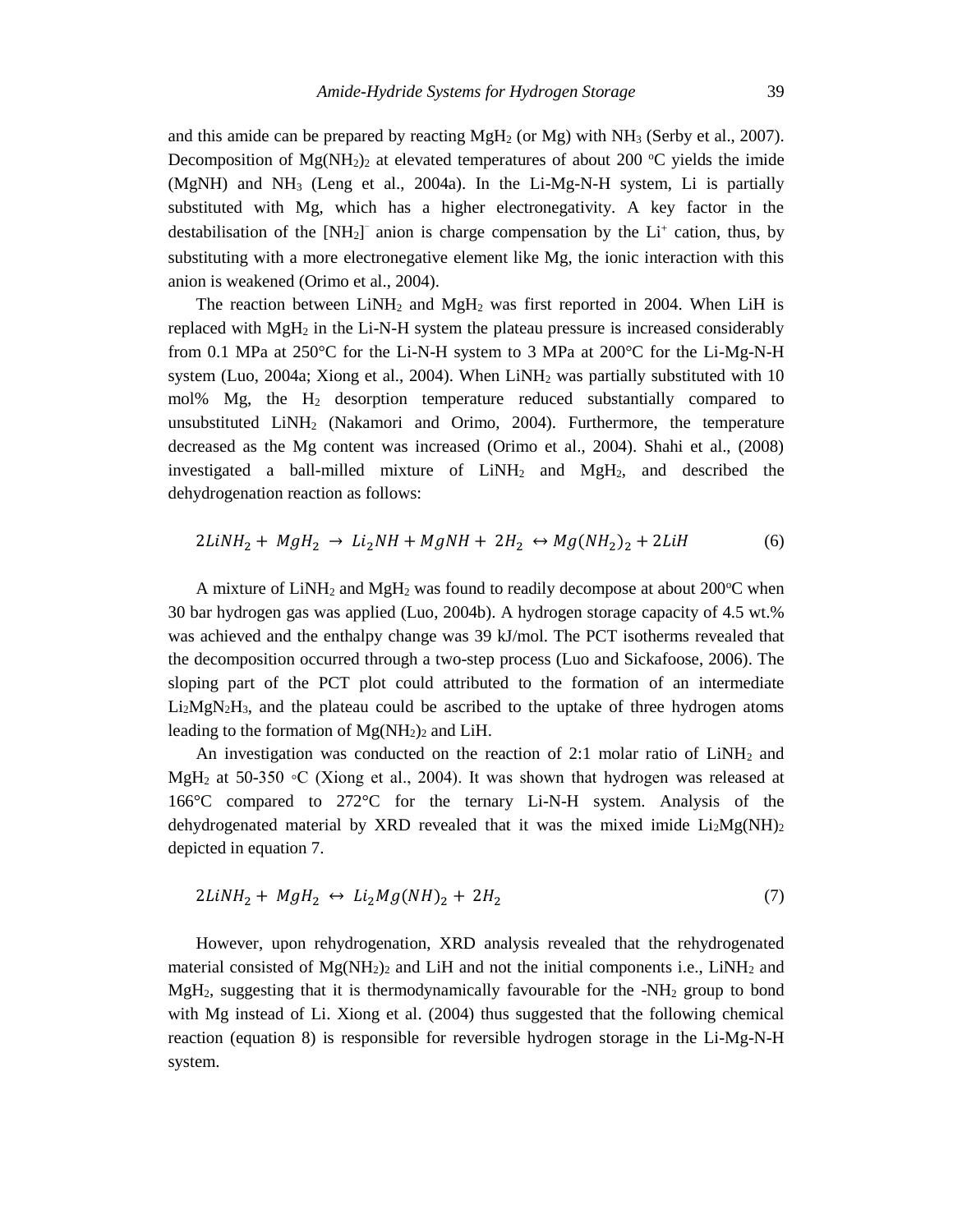and this amide can be prepared by reacting $MgH_2$ (or Mg) with $NH_3$ (Serby et al., 2007). Decomposition of $Mg(NH_2)_2$ at elevated temperatures of about 200 °C yields the imide (MgNH) and $NH_3$ (Leng et al., 2004a). In the Li-Mg-N-H system, Li is partially substituted with Mg, which has a higher electronegativity. A key factor in the destabilisation of the $[NH_2]^-$ anion is charge compensation by the $Li^+$ cation, thus, by substituting with a more electronegative element like Mg, the ionic interaction with this anion is weakened (Orimo et al., 2004).

The reaction between $LiNH_2$ and $MgH_2$ was first reported in 2004. When LiH is replaced with $MgH_2$ in the Li-N-H system the plateau pressure is increased considerably from 0.1 MPa at 250°C for the Li-N-H system to 3 MPa at 200°C for the Li-Mg-N-H system (Luo, 2004a; Xiong et al., 2004). When $LiNH_2$ was partially substituted with 10 mol% Mg, the $H_2$ desorption temperature reduced substantially compared to unsubstituted $LiNH_2$ (Nakamori and Orimo, 2004). Furthermore, the temperature decreased as the Mg content was increased (Orimo et al., 2004). Shahi et al., (2008) investigated a ball-milled mixture of $LiNH_2$ and $MgH_2$, and described the dehydrogenation reaction as follows:

$$2LiNH_2 + MgH_2 \rightarrow Li_2NH + MgNH + 2H_2 \leftrightarrow Mg(NH_2)_2 + 2LiH \tag{6}$$

A mixture of $LiNH_2$ and $MgH_2$ was found to readily decompose at about 200°C when 30 bar hydrogen gas was applied (Luo, 2004b). A hydrogen storage capacity of 4.5 wt.% was achieved and the enthalpy change was 39 kJ/mol. The PCT isotherms revealed that the decomposition occurred through a two-step process (Luo and Sickafoose, 2006). The sloping part of the PCT plot could attributed to the formation of an intermediate $Li_2MgN_2H_3$, and the plateau could be ascribed to the uptake of three hydrogen atoms leading to the formation of $Mg(NH_2)_2$ and LiH.

An investigation was conducted on the reaction of 2:1 molar ratio of $LiNH_2$ and $MgH_2$ at 50-350 °C (Xiong et al., 2004). It was shown that hydrogen was released at 166°C compared to 272°C for the ternary Li-N-H system. Analysis of the dehydrogenated material by XRD revealed that it was the mixed imide $Li_2Mg(NH)_2$ depicted in equation 7.

$$2LiNH_2 + MgH_2 \leftrightarrow Li_2Mg(NH)_2 + 2H_2 \tag{7}$$

However, upon rehydrogenation, XRD analysis revealed that the rehydrogenated material consisted of $Mg(NH_2)_2$ and LiH and not the initial components i.e., $LiNH_2$ and $MgH_2$, suggesting that it is thermodynamically favourable for the $-NH_2$ group to bond with Mg instead of Li. Xiong et al. (2004) thus suggested that the following chemical reaction (equation 8) is responsible for reversible hydrogen storage in the Li-Mg-N-H system.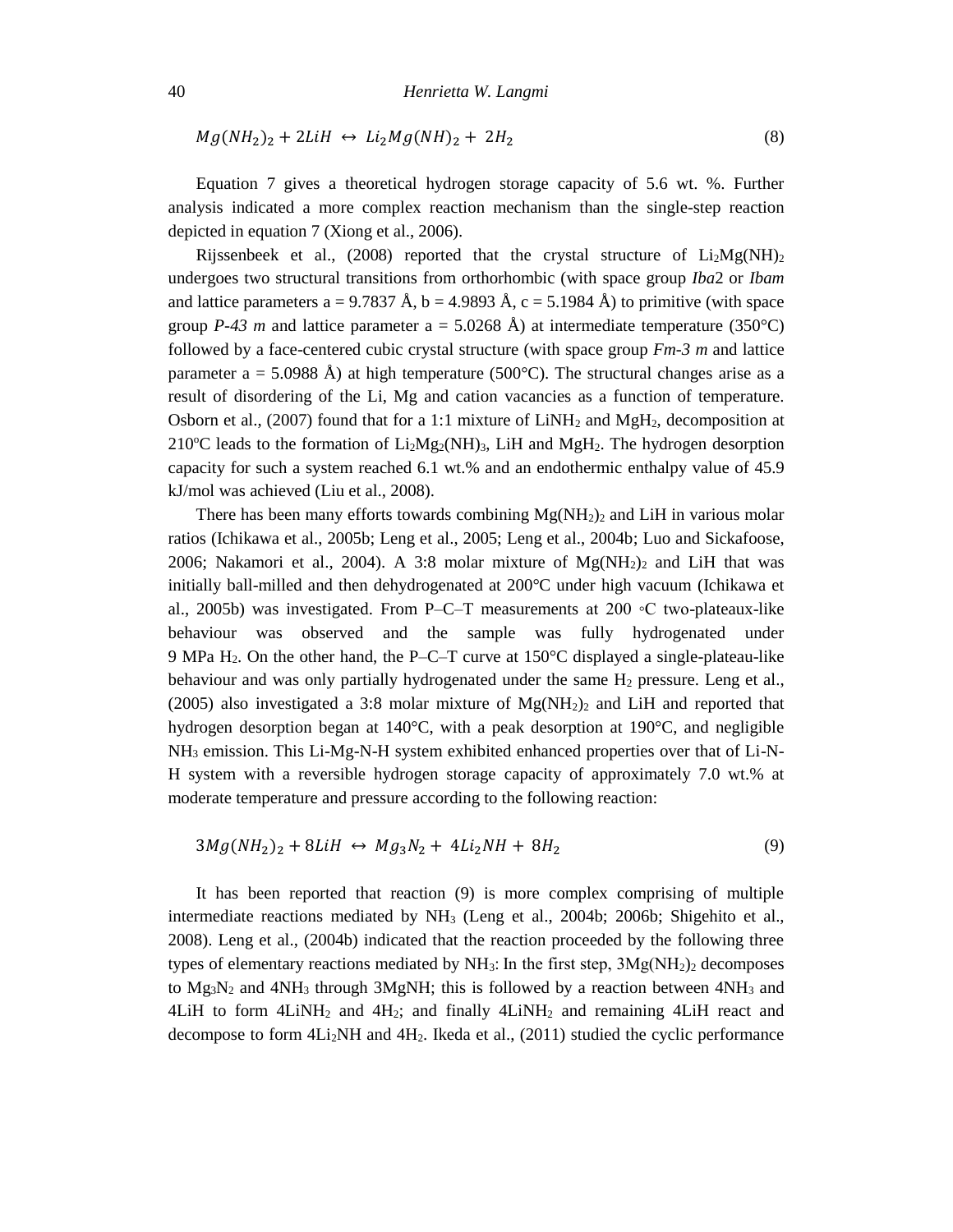$$Mg(NH_2)_2 + 2LiH \leftrightarrow Li_2Mg(NH)_2 + 2H_2 \tag{8}$$

Equation 7 gives a theoretical hydrogen storage capacity of 5.6 wt. %. Further analysis indicated a more complex reaction mechanism than the single-step reaction depicted in equation 7 (Xiong et al., 2006).

Rijssenbeek et al., (2008) reported that the crystal structure of $Li_2Mg(NH)_2$ undergoes two structural transitions from orthorhombic (with space group *Iba*2 or *Ibam* and lattice parameters a = 9.7837 Å, b = 4.9893 Å, c = 5.1984 Å) to primitive (with space group *P-43 m* and lattice parameter a = 5.0268 Å) at intermediate temperature (350°C) followed by a face-centered cubic crystal structure (with space group *Fm-3 m* and lattice parameter a = 5.0988 Å) at high temperature (500°C). The structural changes arise as a result of disordering of the Li, Mg and cation vacancies as a function of temperature. Osborn et al., (2007) found that for a 1:1 mixture of $LiNH_2$ and $MgH_2$, decomposition at 210°C leads to the formation of $Li_2Mg_2(NH)_3$, LiH and $MgH_2$. The hydrogen desorption capacity for such a system reached 6.1 wt.% and an endothermic enthalpy value of 45.9 kJ/mol was achieved (Liu et al., 2008).

There has been many efforts towards combining $Mg(NH_2)_2$ and LiH in various molar ratios (Ichikawa et al., 2005b; Leng et al., 2005; Leng et al., 2004b; Luo and Sickafoose, 2006; Nakamori et al., 2004). A 3:8 molar mixture of $Mg(NH_2)_2$ and LiH that was initially ball-milled and then dehydrogenated at 200°C under high vacuum (Ichikawa et al., 2005b) was investigated. From P–C–T measurements at 200 ◦C two-plateaux-like behaviour was observed and the sample was fully hydrogenated under 9 MPa $H_2$. On the other hand, the P–C–T curve at 150°C displayed a single-plateau-like behaviour and was only partially hydrogenated under the same $H_2$ pressure. Leng et al., (2005) also investigated a 3:8 molar mixture of $Mg(NH_2)_2$ and LiH and reported that hydrogen desorption began at 140°C, with a peak desorption at 190°C, and negligible $NH_3$ emission. This Li-Mg-N-H system exhibited enhanced properties over that of Li-N-H system with a reversible hydrogen storage capacity of approximately 7.0 wt.% at moderate temperature and pressure according to the following reaction:

$$3Mg(NH_2)_2 + 8LiH \leftrightarrow Mg_3N_2 + 4Li_2NH + 8H_2 \tag{9}$$

It has been reported that reaction (9) is more complex comprising of multiple intermediate reactions mediated by $NH_3$ (Leng et al., 2004b; 2006b; Shigehito et al., 2008). Leng et al., (2004b) indicated that the reaction proceeded by the following three types of elementary reactions mediated by $NH_3$: In the first step, $3Mg(NH_2)_2$ decomposes to $Mg_3N_2$ and $4NH_3$ through 3MgNH; this is followed by a reaction between $4NH_3$ and 4LiH to form $4LiNH_2$ and $4H_2$; and finally $4LiNH_2$ and remaining 4LiH react and decompose to form $4Li_2NH$ and $4H_2$. Ikeda et al., (2011) studied the cyclic performance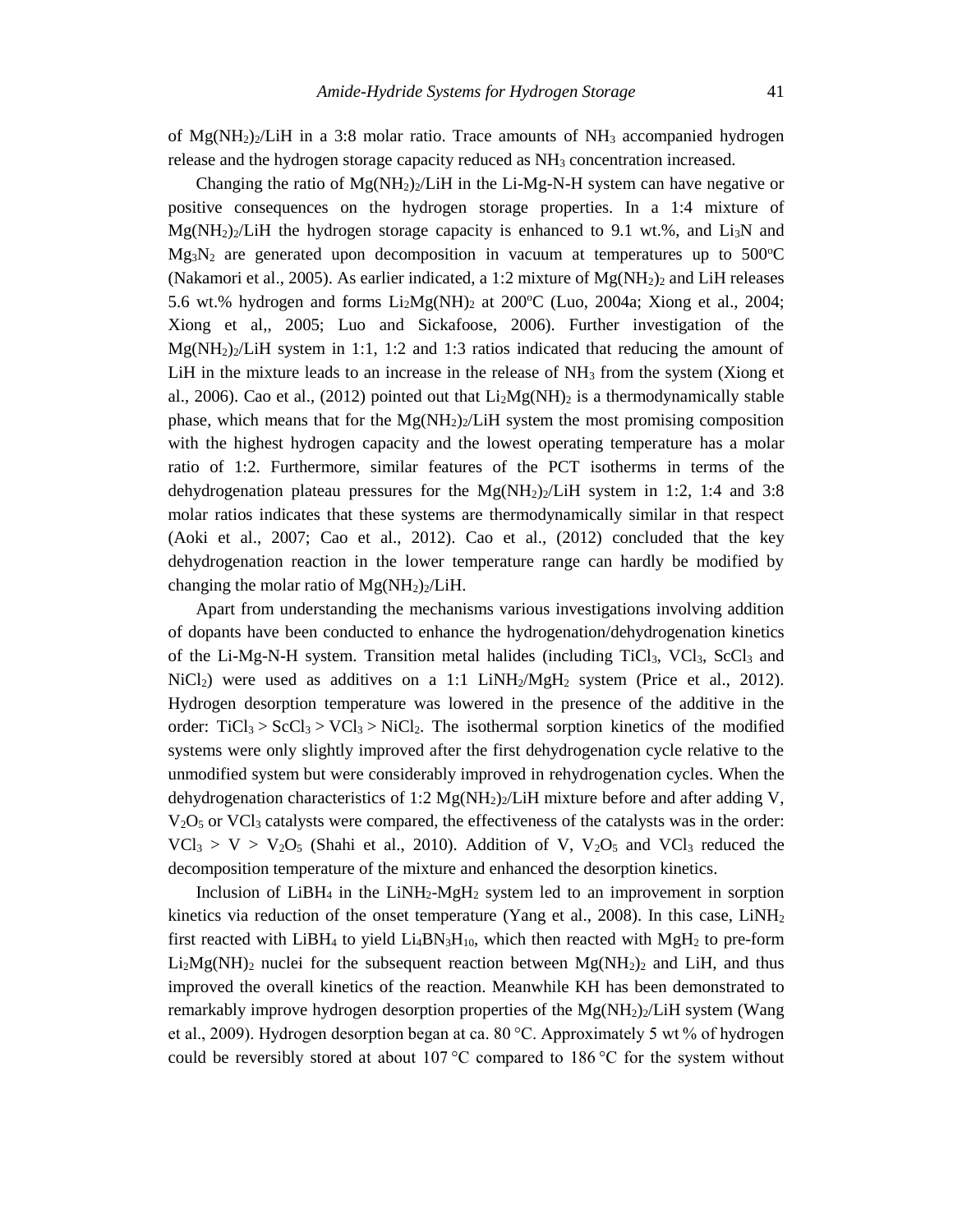of $Mg(NH_2)_2/LiH$ in a 3:8 molar ratio. Trace amounts of $NH_3$ accompanied hydrogen release and the hydrogen storage capacity reduced as $NH_3$ concentration increased.

Changing the ratio of $Mg(NH_2)_2/LiH$ in the Li-Mg-N-H system can have negative or positive consequences on the hydrogen storage properties. In a 1:4 mixture of $Mg(NH_2)_2/LiH$ the hydrogen storage capacity is enhanced to 9.1 wt.%, and $Li_3N$ and $Mg_3N_2$ are generated upon decomposition in vacuum at temperatures up to 500°C (Nakamori et al., 2005). As earlier indicated, a 1:2 mixture of $Mg(NH_2)_2$ and LiH releases 5.6 wt.% hydrogen and forms $Li_2Mg(NH)_2$ at 200°C (Luo, 2004a; Xiong et al., 2004; Xiong et al,, 2005; Luo and Sickafoose, 2006). Further investigation of the $Mg(NH_2)_2/LiH$ system in 1:1, 1:2 and 1:3 ratios indicated that reducing the amount of LiH in the mixture leads to an increase in the release of $NH_3$ from the system (Xiong et al., 2006). Cao et al., (2012) pointed out that $Li_2Mg(NH)_2$ is a thermodynamically stable phase, which means that for the $Mg(NH_2)_2/LiH$ system the most promising composition with the highest hydrogen capacity and the lowest operating temperature has a molar ratio of 1:2. Furthermore, similar features of the PCT isotherms in terms of the dehydrogenation plateau pressures for the $Mg(NH_2)_2/LiH$ system in 1:2, 1:4 and 3:8 molar ratios indicates that these systems are thermodynamically similar in that respect (Aoki et al., 2007; Cao et al., 2012). Cao et al., (2012) concluded that the key dehydrogenation reaction in the lower temperature range can hardly be modified by changing the molar ratio of $Mg(NH_2)_2/LiH$.

Apart from understanding the mechanisms various investigations involving addition of dopants have been conducted to enhance the hydrogenation/dehydrogenation kinetics of the Li-Mg-N-H system. Transition metal halides (including $TiCl_3$, $VCl_3$, $ScCl_3$ and $NiCl_2$) were used as additives on a 1:1 $LiNH_2/MgH_2$ system (Price et al., 2012). Hydrogen desorption temperature was lowered in the presence of the additive in the order: $TiCl_3 > ScCl_3 > VCl_3 > NiCl_2$. The isothermal sorption kinetics of the modified systems were only slightly improved after the first dehydrogenation cycle relative to the unmodified system but were considerably improved in rehydrogenation cycles. When the dehydrogenation characteristics of 1:2 $Mg(NH_2)_2/LiH$ mixture before and after adding V, $V_2O_5$ or $VCl_3$ catalysts were compared, the effectiveness of the catalysts was in the order: $VCl_3 > V > V_2O_5$ (Shahi et al., 2010). Addition of V, $V_2O_5$ and $VCl_3$ reduced the decomposition temperature of the mixture and enhanced the desorption kinetics.

Inclusion of $LiBH_4$ in the $LiNH_2$-$MgH_2$ system led to an improvement in sorption kinetics via reduction of the onset temperature (Yang et al., 2008). In this case, $LiNH_2$ first reacted with $LiBH_4$ to yield $Li_4BN_3H_{10}$, which then reacted with $MgH_2$ to pre-form $Li_2Mg(NH)_2$ nuclei for the subsequent reaction between $Mg(NH_2)_2$ and LiH, and thus improved the overall kinetics of the reaction. Meanwhile KH has been demonstrated to remarkably improve hydrogen desorption properties of the $Mg(NH_2)_2/LiH$ system (Wang et al., 2009). Hydrogen desorption began at ca. 80 °C. Approximately 5 wt % of hydrogen could be reversibly stored at about 107 °C compared to 186 °C for the system without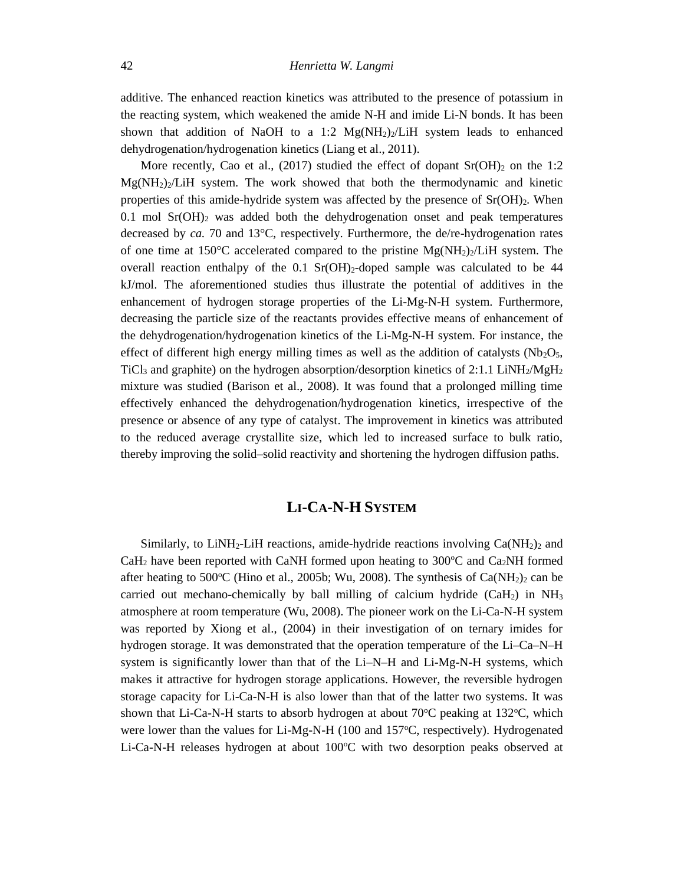additive. The enhanced reaction kinetics was attributed to the presence of potassium in the reacting system, which weakened the amide N-H and imide Li-N bonds. It has been shown that addition of NaOH to a 1:2 $Mg(NH_2)_2$/LiH system leads to enhanced dehydrogenation/hydrogenation kinetics (Liang et al., 2011).

More recently, Cao et al., (2017) studied the effect of dopant $Sr(OH)_2$ on the 1:2 $Mg(NH_2)_2$/LiH system. The work showed that both the thermodynamic and kinetic properties of this amide-hydride system was affected by the presence of $Sr(OH)_2$. When 0.1 mol $Sr(OH)_2$ was added both the dehydrogenation onset and peak temperatures decreased by *ca.* 70 and 13°C, respectively. Furthermore, the de/re-hydrogenation rates of one time at 150°C accelerated compared to the pristine $Mg(NH_2)_2$/LiH system. The overall reaction enthalpy of the 0.1 $Sr(OH)_2$-doped sample was calculated to be 44 kJ/mol. The aforementioned studies thus illustrate the potential of additives in the enhancement of hydrogen storage properties of the Li-Mg-N-H system. Furthermore, decreasing the particle size of the reactants provides effective means of enhancement of the dehydrogenation/hydrogenation kinetics of the Li-Mg-N-H system. For instance, the effect of different high energy milling times as well as the addition of catalysts ($Nb_2O_5$, $TiCl_3$ and graphite) on the hydrogen absorption/desorption kinetics of 2:1.1 $LiNH_2$/$MgH_2$ mixture was studied (Barison et al., 2008). It was found that a prolonged milling time effectively enhanced the dehydrogenation/hydrogenation kinetics, irrespective of the presence or absence of any type of catalyst. The improvement in kinetics was attributed to the reduced average crystallite size, which led to increased surface to bulk ratio, thereby improving the solid–solid reactivity and shortening the hydrogen diffusion paths.

## LI-CA-N-H SYSTEM

Similarly, to $LiNH_2$-LiH reactions, amide-hydride reactions involving $Ca(NH_2)_2$ and $CaH_2$ have been reported with CaNH formed upon heating to 300°C and $Ca_2NH$ formed after heating to 500°C (Hino et al., 2005b; Wu, 2008). The synthesis of $Ca(NH_2)_2$ can be carried out mechano-chemically by ball milling of calcium hydride ($CaH_2$) in $NH_3$ atmosphere at room temperature (Wu, 2008). The pioneer work on the Li-Ca-N-H system was reported by Xiong et al., (2004) in their investigation of on ternary imides for hydrogen storage. It was demonstrated that the operation temperature of the Li–Ca–N–H system is significantly lower than that of the Li–N–H and Li-Mg-N-H systems, which makes it attractive for hydrogen storage applications. However, the reversible hydrogen storage capacity for Li-Ca-N-H is also lower than that of the latter two systems. It was shown that Li-Ca-N-H starts to absorb hydrogen at about 70°C peaking at 132°C, which were lower than the values for Li-Mg-N-H (100 and 157°C, respectively). Hydrogenated Li-Ca-N-H releases hydrogen at about 100°C with two desorption peaks observed at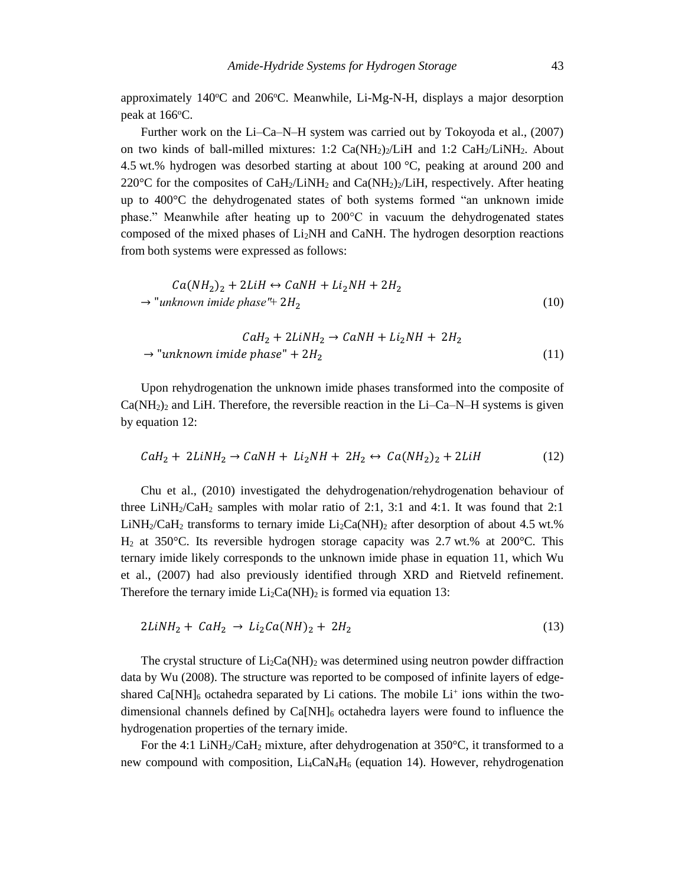approximately 140°C and 206°C. Meanwhile, Li-Mg-N-H, displays a major desorption peak at 166°C.

Further work on the Li–Ca–N–H system was carried out by Tokoyoda et al., (2007) on two kinds of ball-milled mixtures: 1:2 $Ca(NH_2)_2/LiH$ and 1:2 $CaH_2/LiNH_2$. About 4.5 wt.% hydrogen was desorbed starting at about 100 °C, peaking at around 200 and 220°C for the composites of $CaH_2/LiNH_2$ and $Ca(NH_2)_2/LiH$, respectively. After heating up to 400°C the dehydrogenated states of both systems formed "an unknown imide phase." Meanwhile after heating up to 200°C in vacuum the dehydrogenated states composed of the mixed phases of $Li_2NH$ and CaNH. The hydrogen desorption reactions from both systems were expressed as follows:

$$Ca(NH_2)_2 + 2LiH \leftrightarrow CaNH + Li_2NH + 2H_2 \rightarrow \text{"unknown imide phase"} + 2H_2 \tag{10}$$

$$CaH_2 + 2LiNH_2 \rightarrow CaNH + Li_2NH + 2H_2 \rightarrow \text{"unknown imide phase"} + 2H_2 \tag{11}$$

Upon rehydrogenation the unknown imide phases transformed into the composite of $Ca(NH_2)_2$ and LiH. Therefore, the reversible reaction in the Li–Ca–N–H systems is given by equation 12:

$$CaH_2 + 2LiNH_2 \rightarrow CaNH + Li_2NH + 2H_2 \leftrightarrow Ca(NH_2)_2 + 2LiH \tag{12}$$

Chu et al., (2010) investigated the dehydrogenation/rehydrogenation behaviour of three $LiNH_2/CaH_2$ samples with molar ratio of 2:1, 3:1 and 4:1. It was found that 2:1 $LiNH_2/CaH_2$ transforms to ternary imide $Li_2Ca(NH)_2$ after desorption of about 4.5 wt.% $H_2$ at 350°C. Its reversible hydrogen storage capacity was 2.7 wt.% at 200°C. This ternary imide likely corresponds to the unknown imide phase in equation 11, which Wu et al., (2007) had also previously identified through XRD and Rietveld refinement. Therefore the ternary imide $Li_2Ca(NH)_2$ is formed via equation 13:

$$2LiNH_2 + CaH_2 \rightarrow Li_2Ca(NH)_2 + 2H_2 \tag{13}$$

The crystal structure of $Li_2Ca(NH)_2$ was determined using neutron powder diffraction data by Wu (2008). The structure was reported to be composed of infinite layers of edge-shared $Ca[NH]_6$ octahedra separated by Li cations. The mobile $Li^+$ ions within the two-dimensional channels defined by $Ca[NH]_6$ octahedra layers were found to influence the hydrogenation properties of the ternary imide.

For the 4:1 $LiNH_2/CaH_2$ mixture, after dehydrogenation at 350°C, it transformed to a new compound with composition, $Li_4CaN_4H_6$ (equation 14). However, rehydrogenation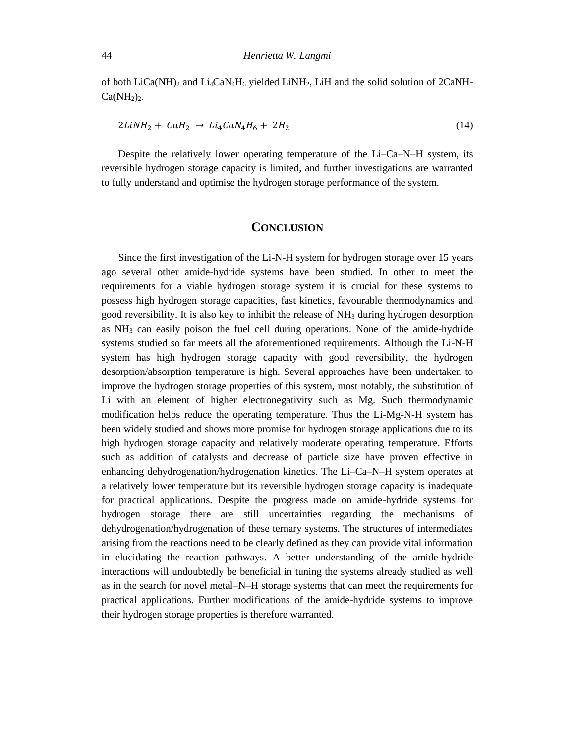of both $LiCa(NH)_2$ and $Li_4CaN_4H_6$ yielded $LiNH_2$, LiH and the solid solution of 2CaNH-$Ca(NH_2)_2$.

$$2LiNH_2 + CaH_2 \rightarrow Li_4CaN_4H_6 + 2H_2 \tag{14}$$

Despite the relatively lower operating temperature of the Li–Ca–N–H system, its reversible hydrogen storage capacity is limited, and further investigations are warranted to fully understand and optimise the hydrogen storage performance of the system.

## Conclusion

Since the first investigation of the Li-N-H system for hydrogen storage over 15 years ago several other amide-hydride systems have been studied. In other to meet the requirements for a viable hydrogen storage system it is crucial for these systems to possess high hydrogen storage capacities, fast kinetics, favourable thermodynamics and good reversibility. It is also key to inhibit the release of $NH_3$ during hydrogen desorption as $NH_3$ can easily poison the fuel cell during operations. None of the amide-hydride systems studied so far meets all the aforementioned requirements. Although the Li-N-H system has high hydrogen storage capacity with good reversibility, the hydrogen desorption/absorption temperature is high. Several approaches have been undertaken to improve the hydrogen storage properties of this system, most notably, the substitution of Li with an element of higher electronegativity such as Mg. Such thermodynamic modification helps reduce the operating temperature. Thus the Li-Mg-N-H system has been widely studied and shows more promise for hydrogen storage applications due to its high hydrogen storage capacity and relatively moderate operating temperature. Efforts such as addition of catalysts and decrease of particle size have proven effective in enhancing dehydrogenation/hydrogenation kinetics. The Li–Ca–N–H system operates at a relatively lower temperature but its reversible hydrogen storage capacity is inadequate for practical applications. Despite the progress made on amide-hydride systems for hydrogen storage there are still uncertainties regarding the mechanisms of dehydrogenation/hydrogenation of these ternary systems. The structures of intermediates arising from the reactions need to be clearly defined as they can provide vital information in elucidating the reaction pathways. A better understanding of the amide-hydride interactions will undoubtedly be beneficial in tuning the systems already studied as well as in the search for novel metal–N–H storage systems that can meet the requirements for practical applications. Further modifications of the amide-hydride systems to improve their hydrogen storage properties is therefore warranted.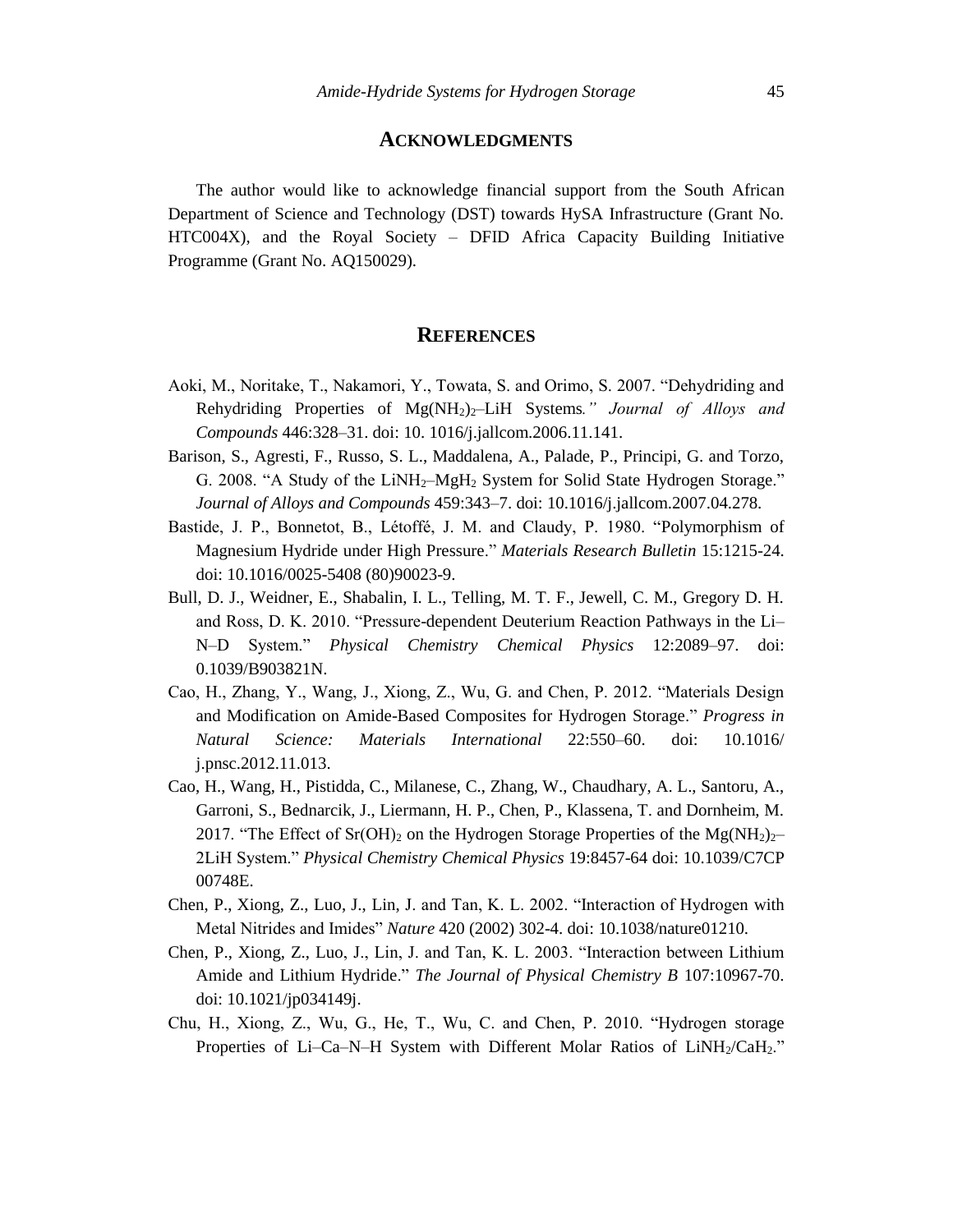## ACKNOWLEDGMENTS

The author would like to acknowledge financial support from the South African Department of Science and Technology (DST) towards HySA Infrastructure (Grant No. HTC004X), and the Royal Society – DFID Africa Capacity Building Initiative Programme (Grant No. AQ150029).

## REFERENCES

Aoki, M., Noritake, T., Nakamori, Y., Towata, S. and Orimo, S. 2007. "Dehydriding and Rehydriding Properties of $Mg(NH_2)_2$–LiH Systems*." Journal of Alloys and Compounds* 446:328–31. doi: 10. 1016/j.jallcom.2006.11.141.

Barison, S., Agresti, F., Russo, S. L., Maddalena, A., Palade, P., Principi, G. and Torzo, G. 2008. "A Study of the $LiNH_2$–$MgH_2$ System for Solid State Hydrogen Storage." *Journal of Alloys and Compounds* 459:343–7. doi: 10.1016/j.jallcom.2007.04.278.

Bastide, J. P., Bonnetot, B., Létoffé, J. M. and Claudy, P. 1980. "Polymorphism of Magnesium Hydride under High Pressure." *Materials Research Bulletin* 15:1215-24. doi: 10.1016/0025-5408 (80)90023-9.

Bull, D. J., Weidner, E., Shabalin, I. L., Telling, M. T. F., Jewell, C. M., Gregory D. H. and Ross, D. K. 2010. "Pressure-dependent Deuterium Reaction Pathways in the Li–N–D System." *Physical Chemistry Chemical Physics* 12:2089–97. doi: 0.1039/B903821N.

Cao, H., Zhang, Y., Wang, J., Xiong, Z., Wu, G. and Chen, P. 2012. "Materials Design and Modification on Amide-Based Composites for Hydrogen Storage." *Progress in Natural Science: Materials International* 22:550–60. doi: 10.1016/ j.pnsc.2012.11.013.

Cao, H., Wang, H., Pistidda, C., Milanese, C., Zhang, W., Chaudhary, A. L., Santoru, A., Garroni, S., Bednarcik, J., Liermann, H. P., Chen, P., Klassena, T. and Dornheim, M. 2017. "The Effect of $Sr(OH)_2$ on the Hydrogen Storage Properties of the $Mg(NH_2)_2$–2LiH System." *Physical Chemistry Chemical Physics* 19:8457-64 doi: 10.1039/C7CP 00748E.

Chen, P., Xiong, Z., Luo, J., Lin, J. and Tan, K. L. 2002. "Interaction of Hydrogen with Metal Nitrides and Imides" *Nature* 420 (2002) 302-4. doi: 10.1038/nature01210.

Chen, P., Xiong, Z., Luo, J., Lin, J. and Tan, K. L. 2003. "Interaction between Lithium Amide and Lithium Hydride." *The Journal of Physical Chemistry B* 107:10967-70. doi: 10.1021/jp034149j.

Chu, H., Xiong, Z., Wu, G., He, T., Wu, C. and Chen, P. 2010. "Hydrogen storage Properties of Li–Ca–N–H System with Different Molar Ratios of $LiNH_2/CaH_2$."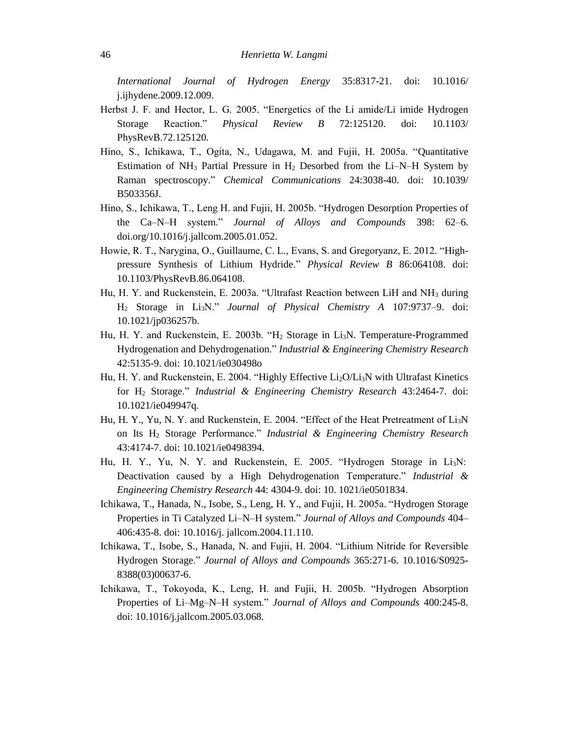*International Journal of Hydrogen Energy* 35:8317-21. doi: 10.1016/ j.ijhydene.2009.12.009.

Herbst J. F. and Hector, L. G. 2005. "Energetics of the Li amide/Li imide Hydrogen Storage Reaction." *Physical Review B* 72:125120. doi: 10.1103/ PhysRevB.72.125120.

Hino, S., Ichikawa, T., Ogita, N., Udagawa, M. and Fujii, H. 2005a. "Quantitative Estimation of $NH_3$ Partial Pressure in $H_2$ Desorbed from the Li–N–H System by Raman spectroscopy." *Chemical Communications* 24:3038-40. doi: 10.1039/ B503356J.

Hino, S., Ichikawa, T., Leng H. and Fujii, H. 2005b. "Hydrogen Desorption Properties of the Ca–N–H system." *Journal of Alloys and Compounds* 398: 62–6. doi.org/10.1016/j.jallcom.2005.01.052.

Howie, R. T., Narygina, O., Guillaume, C. L., Evans, S. and Gregoryanz, E. 2012. "High-pressure Synthesis of Lithium Hydride." *Physical Review B* 86:064108. doi: 10.1103/PhysRevB.86.064108.

Hu, H. Y. and Ruckenstein, E. 2003a. "Ultrafast Reaction between LiH and $NH_3$ during $H_2$ Storage in $Li_3N$." *Journal of Physical Chemistry A* 107:9737–9. doi: 10.1021/jp036257b.

Hu, H. Y. and Ruckenstein, E. 2003b. "$H_2$ Storage in $Li_3N$. Temperature-Programmed Hydrogenation and Dehydrogenation." *Industrial & Engineering Chemistry Research* 42:5135-9. doi: 10.1021/ie030498o

Hu, H. Y. and Ruckenstein, E. 2004. "Highly Effective $Li_2O/Li_3N$ with Ultrafast Kinetics for $H_2$ Storage." *Industrial & Engineering Chemistry Research* 43:2464-7. doi: 10.1021/ie049947q.

Hu, H. Y., Yu, N. Y. and Ruckenstein, E. 2004. "Effect of the Heat Pretreatment of $Li_3N$ on Its $H_2$ Storage Performance." *Industrial & Engineering Chemistry Research* 43:4174-7. doi: 10.1021/ie0498394.

Hu, H. Y., Yu, N. Y. and Ruckenstein, E. 2005. "Hydrogen Storage in $Li_3N$: Deactivation caused by a High Dehydrogenation Temperature." *Industrial & Engineering Chemistry Research* 44: 4304-9. doi: 10. 1021/ie0501834.

Ichikawa, T., Hanada, N., Isobe, S., Leng, H. Y., and Fujii, H. 2005a. "Hydrogen Storage Properties in Ti Catalyzed Li–N–H system." *Journal of Alloys and Compounds* 404–406:435-8. doi: 10.1016/j. jallcom.2004.11.110.

Ichikawa, T., Isobe, S., Hanada, N. and Fujii, H. 2004. "Lithium Nitride for Reversible Hydrogen Storage." *Journal of Alloys and Compounds* 365:271-6. 10.1016/S0925-8388(03)00637-6.

Ichikawa, T., Tokoyoda, K., Leng, H. and Fujii, H. 2005b. "Hydrogen Absorption Properties of Li–Mg–N–H system." *Journal of Alloys and Compounds* 400:245-8. doi: 10.1016/j.jallcom.2005.03.068.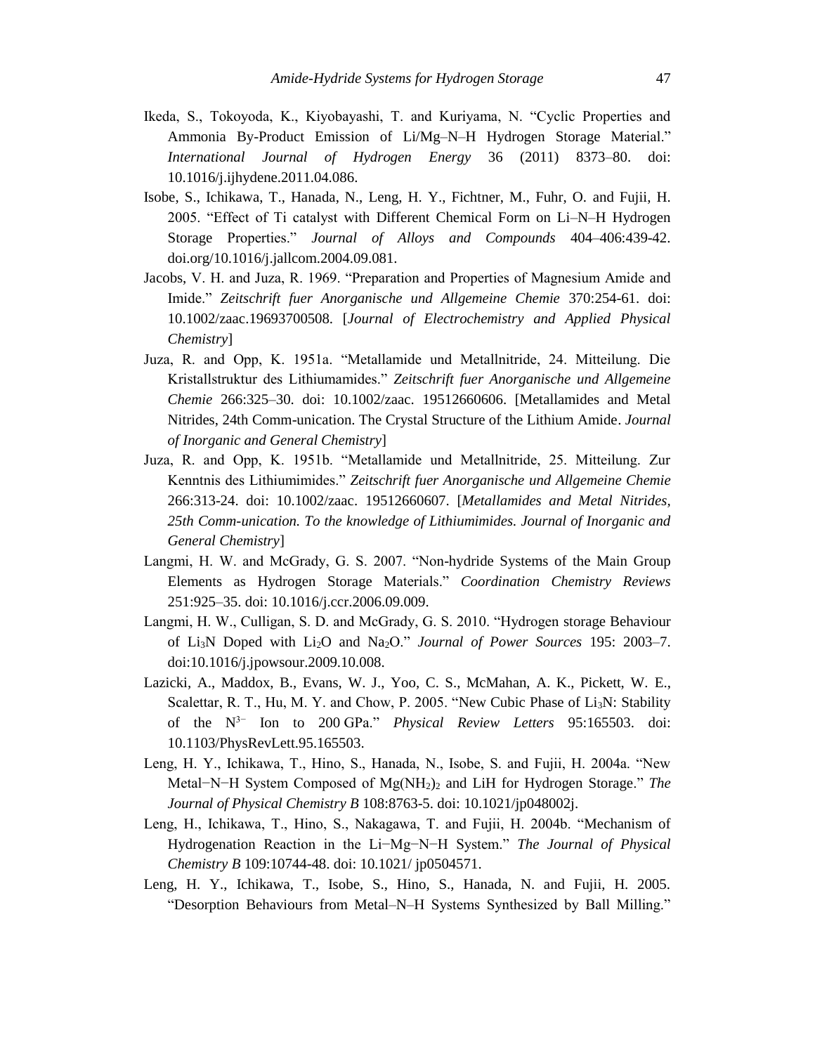Ikeda, S., Tokoyoda, K., Kiyobayashi, T. and Kuriyama, N. "Cyclic Properties and Ammonia By-Product Emission of Li/Mg–N–H Hydrogen Storage Material." *International Journal of Hydrogen Energy* 36 (2011) 8373–80. doi: 10.1016/j.ijhydene.2011.04.086.

Isobe, S., Ichikawa, T., Hanada, N., Leng, H. Y., Fichtner, M., Fuhr, O. and Fujii, H. 2005. "Effect of Ti catalyst with Different Chemical Form on Li–N–H Hydrogen Storage Properties." *Journal of Alloys and Compounds* 404–406:439-42. doi.org/10.1016/j.jallcom.2004.09.081.

Jacobs, V. H. and Juza, R. 1969. "Preparation and Properties of Magnesium Amide and Imide." *Zeitschrift fuer Anorganische und Allgemeine Chemie* 370:254-61. doi: 10.1002/zaac.19693700508. [*Journal of Electrochemistry and Applied Physical Chemistry*]

Juza, R. and Opp, K. 1951a. "Metallamide und Metallnitride, 24. Mitteilung. Die Kristallstruktur des Lithiumamides." *Zeitschrift fuer Anorganische und Allgemeine Chemie* 266:325–30. doi: 10.1002/zaac. 19512660606. [Metallamides and Metal Nitrides, 24th Comm-unication. The Crystal Structure of the Lithium Amide. *Journal of Inorganic and General Chemistry*]

Juza, R. and Opp, K. 1951b. "Metallamide und Metallnitride, 25. Mitteilung. Zur Kenntnis des Lithiumimides." *Zeitschrift fuer Anorganische und Allgemeine Chemie* 266:313-24. doi: 10.1002/zaac. 19512660607. [*Metallamides and Metal Nitrides, 25th Comm-unication. To the knowledge of Lithiumimides. Journal of Inorganic and General Chemistry*]

Langmi, H. W. and McGrady, G. S. 2007. "Non-hydride Systems of the Main Group Elements as Hydrogen Storage Materials." *Coordination Chemistry Reviews* 251:925–35. doi: 10.1016/j.ccr.2006.09.009.

Langmi, H. W., Culligan, S. D. and McGrady, G. S. 2010. "Hydrogen storage Behaviour of $Li_3N$ Doped with $Li_2O$ and $Na_2O$." *Journal of Power Sources* 195: 2003–7. doi:10.1016/j.jpowsour.2009.10.008.

Lazicki, A., Maddox, B., Evans, W. J., Yoo, C. S., McMahan, A. K., Pickett, W. E., Scalettar, R. T., Hu, M. Y. and Chow, P. 2005. "New Cubic Phase of $Li_3N$: Stability of the $N^{3-}$ Ion to 200 GPa." *Physical Review Letters* 95:165503. doi: 10.1103/PhysRevLett.95.165503.

Leng, H. Y., Ichikawa, T., Hino, S., Hanada, N., Isobe, S. and Fujii, H. 2004a. "New Metal−N−H System Composed of $Mg(NH_2)_2$ and LiH for Hydrogen Storage." *The Journal of Physical Chemistry B* 108:8763-5. doi: 10.1021/jp048002j.

Leng, H., Ichikawa, T., Hino, S., Nakagawa, T. and Fujii, H. 2004b. "Mechanism of Hydrogenation Reaction in the Li−Mg−N−H System." *The Journal of Physical Chemistry B* 109:10744-48. doi: 10.1021/ jp0504571.

Leng, H. Y., Ichikawa, T., Isobe, S., Hino, S., Hanada, N. and Fujii, H. 2005. "Desorption Behaviours from Metal–N–H Systems Synthesized by Ball Milling."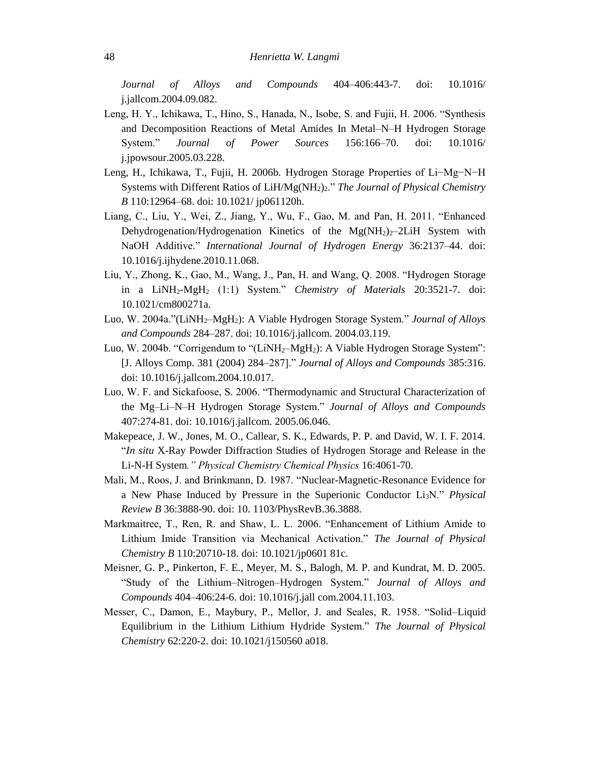*Journal of Alloys and Compounds* 404–406:443-7. doi: 10.1016/ j.jallcom.2004.09.082.

Leng, H. Y., Ichikawa, T., Hino, S., Hanada, N., Isobe, S. and Fujii, H. 2006. "Synthesis and Decomposition Reactions of Metal Amides In Metal–N–H Hydrogen Storage System." *Journal of Power Sources* 156:166–70. doi: 10.1016/ j.jpowsour.2005.03.228.

Leng, H., Ichikawa, T., Fujii, H. 2006b. Hydrogen Storage Properties of Li−Mg−N−H Systems with Different Ratios of $LiH/Mg(NH_2)_2$." *The Journal of Physical Chemistry B* 110:12964–68. doi: 10.1021/ jp061120h.

Liang, C., Liu, Y., Wei, Z., Jiang, Y., Wu, F., Gao, M. and Pan, H. 2011. "Enhanced Dehydrogenation/Hydrogenation Kinetics of the $Mg(NH_2)_2$–2LiH System with NaOH Additive." *International Journal of Hydrogen Energy* 36:2137–44. doi: 10.1016/j.ijhydene.2010.11.068.

Liu, Y., Zhong, K., Gao, M., Wang, J., Pan, H. and Wang, Q. 2008. "Hydrogen Storage in a $LiNH_2$-$MgH_2$ (1:1) System." *Chemistry of Materials* 20:3521-7. doi: 10.1021/cm800271a.

Luo, W. 2004a."($LiNH_2$–$MgH_2$): A Viable Hydrogen Storage System." *Journal of Alloys and Compounds* 284–287. doi: 10.1016/j.jallcom. 2004.03.119.

Luo, W. 2004b. "Corrigendum to "($LiNH_2$–$MgH_2$): A Viable Hydrogen Storage System": [J. Alloys Comp. 381 (2004) 284–287]." *Journal of Alloys and Compounds* 385:316. doi: 10.1016/j.jallcom.2004.10.017.

Luo, W. F. and Sickafoose, S. 2006. "Thermodynamic and Structural Characterization of the Mg–Li–N–H Hydrogen Storage System." *Journal of Alloys and Compounds* 407:274-81. doi: 10.1016/j.jallcom. 2005.06.046.

Makepeace, J. W., Jones, M. O., Callear, S. K., Edwards, P. P. and David, W. I. F. 2014. "*In situ* X-Ray Powder Diffraction Studies of Hydrogen Storage and Release in the Li-N-H System*." Physical Chemistry Chemical Physics* 16:4061-70.

Mali, M., Roos, J. and Brinkmann, D. 1987. "Nuclear-Magnetic-Resonance Evidence for a New Phase Induced by Pressure in the Superionic Conductor $Li_3N$." *Physical Review B* 36:3888-90. doi: 10. 1103/PhysRevB.36.3888.

Markmaitree, T., Ren, R. and Shaw, L. L. 2006. "Enhancement of Lithium Amide to Lithium Imide Transition via Mechanical Activation." *The Journal of Physical Chemistry B* 110:20710-18. doi: 10.1021/jp0601 81c.

Meisner, G. P., Pinkerton, F. E., Meyer, M. S., Balogh, M. P. and Kundrat, M. D. 2005. "Study of the Lithium–Nitrogen–Hydrogen System." *Journal of Alloys and Compounds* 404–406:24-6. doi: 10.1016/j.jall com.2004.11.103.

Messer, C., Damon, E., Maybury, P., Mellor, J. and Seales, R. 1958. "Solid–Liquid Equilibrium in the Lithium Lithium Hydride System." *The Journal of Physical Chemistry* 62:220-2. doi: 10.1021/j150560 a018.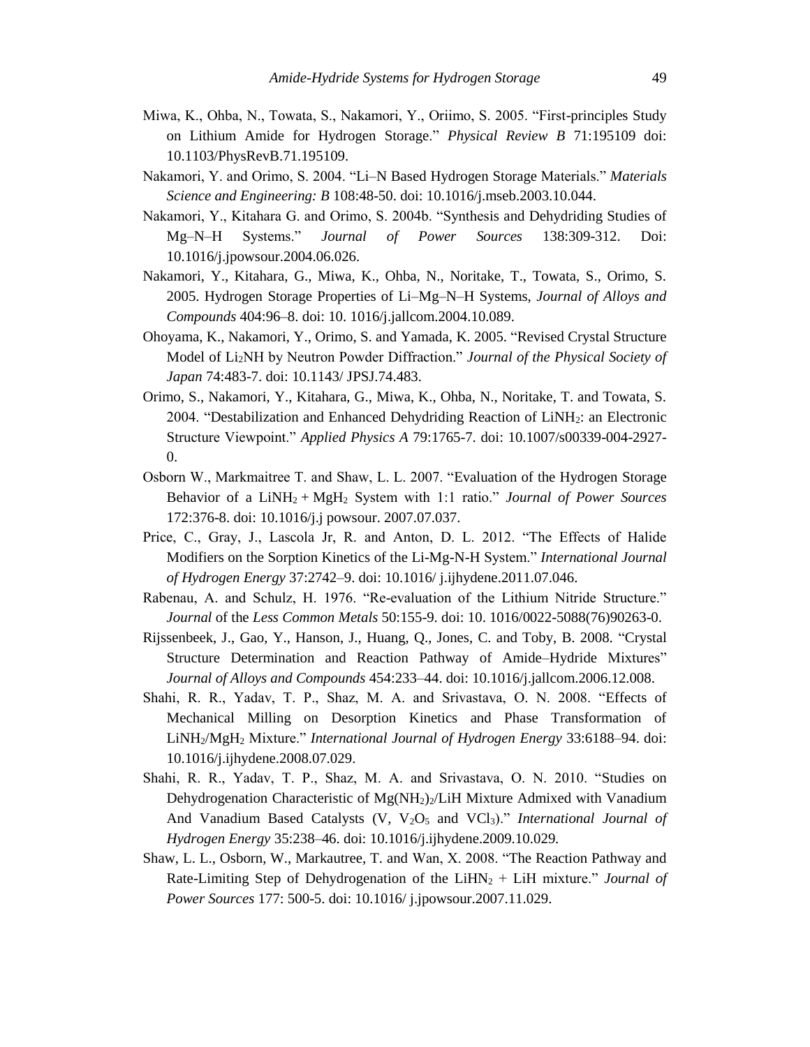Miwa, K., Ohba, N., Towata, S., Nakamori, Y., Oriimo, S. 2005. "First-principles Study on Lithium Amide for Hydrogen Storage." *Physical Review B* 71:195109 doi: 10.1103/PhysRevB.71.195109.

Nakamori, Y. and Orimo, S. 2004. "Li–N Based Hydrogen Storage Materials." *Materials Science and Engineering: B* 108:48-50. doi: 10.1016/j.mseb.2003.10.044.

Nakamori, Y., Kitahara G. and Orimo, S. 2004b. "Synthesis and Dehydriding Studies of Mg–N–H Systems." *Journal of Power Sources* 138:309-312. Doi: 10.1016/j.jpowsour.2004.06.026.

Nakamori, Y., Kitahara, G., Miwa, K., Ohba, N., Noritake, T., Towata, S., Orimo, S. 2005. Hydrogen Storage Properties of Li–Mg–N–H Systems, *Journal of Alloys and Compounds* 404:96–8. doi: 10. 1016/j.jallcom.2004.10.089.

Ohoyama, K., Nakamori, Y., Orimo, S. and Yamada, K. 2005. "Revised Crystal Structure Model of $Li_2NH$ by Neutron Powder Diffraction." *Journal of the Physical Society of Japan* 74:483-7. doi: 10.1143/ JPSJ.74.483.

Orimo, S., Nakamori, Y., Kitahara, G., Miwa, K., Ohba, N., Noritake, T. and Towata, S. 2004. "Destabilization and Enhanced Dehydriding Reaction of $LiNH_2$: an Electronic Structure Viewpoint." *Applied Physics A* 79:1765-7. doi: 10.1007/s00339-004-2927-0.

Osborn W., Markmaitree T. and Shaw, L. L. 2007. "Evaluation of the Hydrogen Storage Behavior of a $LiNH_2 + MgH_2$ System with 1:1 ratio." *Journal of Power Sources* 172:376-8. doi: 10.1016/j.j powsour. 2007.07.037.

Price, C., Gray, J., Lascola Jr, R. and Anton, D. L. 2012. "The Effects of Halide Modifiers on the Sorption Kinetics of the Li-Mg-N-H System." *International Journal of Hydrogen Energy* 37:2742–9. doi: 10.1016/ j.ijhydene.2011.07.046.

Rabenau, A. and Schulz, H. 1976. "Re-evaluation of the Lithium Nitride Structure." *Journal* of the *Less Common Metals* 50:155-9. doi: 10. 1016/0022-5088(76)90263-0.

Rijssenbeek, J., Gao, Y., Hanson, J., Huang, Q., Jones, C. and Toby, B. 2008. "Crystal Structure Determination and Reaction Pathway of Amide–Hydride Mixtures" *Journal of Alloys and Compounds* 454:233–44. doi: 10.1016/j.jallcom.2006.12.008.

Shahi, R. R., Yadav, T. P., Shaz, M. A. and Srivastava, O. N. 2008. "Effects of Mechanical Milling on Desorption Kinetics and Phase Transformation of $LiNH_2/MgH_2$ Mixture." *International Journal of Hydrogen Energy* 33:6188–94. doi: 10.1016/j.ijhydene.2008.07.029.

Shahi, R. R., Yadav, T. P., Shaz, M. A. and Srivastava, O. N. 2010. "Studies on Dehydrogenation Characteristic of $Mg(NH_2)_2$/LiH Mixture Admixed with Vanadium And Vanadium Based Catalysts (V, $V_2O_5$ and $VCl_3$)." *International Journal of Hydrogen Energy* 35:238–46. doi: 10.1016/j.ijhydene.2009.10.029.

Shaw, L. L., Osborn, W., Markautree, T. and Wan, X. 2008. "The Reaction Pathway and Rate-Limiting Step of Dehydrogenation of the $LiHN_2$ + LiH mixture." *Journal of Power Sources* 177: 500-5. doi: 10.1016/ j.jpowsour.2007.11.029.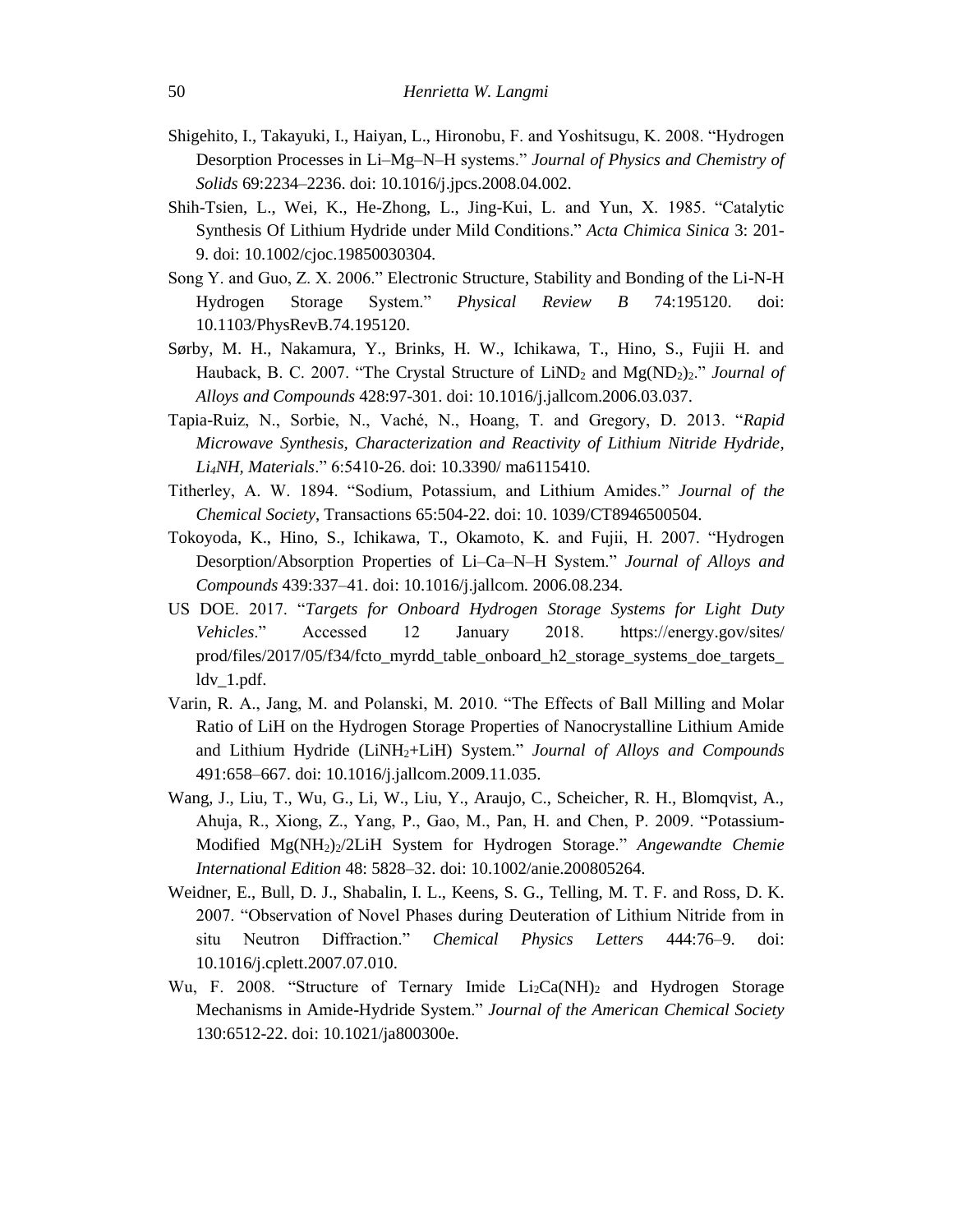Shigehito, I., Takayuki, I., Haiyan, L., Hironobu, F. and Yoshitsugu, K. 2008. "Hydrogen Desorption Processes in Li–Mg–N–H systems." *Journal of Physics and Chemistry of Solids* 69:2234–2236. doi: 10.1016/j.jpcs.2008.04.002.

Shih-Tsien, L., Wei, K., He-Zhong, L., Jing-Kui, L. and Yun, X. 1985. "Catalytic Synthesis Of Lithium Hydride under Mild Conditions." *Acta Chimica Sinica* 3: 201-9. doi: 10.1002/cjoc.19850030304.

Song Y. and Guo, Z. X. 2006." Electronic Structure, Stability and Bonding of the Li-N-H Hydrogen Storage System." *Physical Review B* 74:195120. doi: 10.1103/PhysRevB.74.195120.

Sørby, M. H., Nakamura, Y., Brinks, H. W., Ichikawa, T., Hino, S., Fujii H. and Hauback, B. C. 2007. "The Crystal Structure of $LiND_2$ and $Mg(ND_2)_2$." *Journal of Alloys and Compounds* 428:97-301. doi: 10.1016/j.jallcom.2006.03.037.

Tapia-Ruiz, N., Sorbie, N., Vaché, N., Hoang, T. and Gregory, D. 2013. "*Rapid Microwave Synthesis, Characterization and Reactivity of Lithium Nitride Hydride, $Li_4NH$, Materials*." 6:5410-26. doi: 10.3390/ ma6115410.

Titherley, A. W. 1894. "Sodium, Potassium, and Lithium Amides." *Journal of the Chemical Society*, Transactions 65:504-22. doi: 10. 1039/CT8946500504.

Tokoyoda, K., Hino, S., Ichikawa, T., Okamoto, K. and Fujii, H. 2007. "Hydrogen Desorption/Absorption Properties of Li–Ca–N–H System." *Journal of Alloys and Compounds* 439:337–41. doi: 10.1016/j.jallcom. 2006.08.234.

US DOE. 2017. "*Targets for Onboard Hydrogen Storage Systems for Light Duty Vehicles*." Accessed 12 January 2018. https://energy.gov/sites/ prod/files/2017/05/f34/fcto_myrdd_table_onboard_h2_storage_systems_doe_targets_ ldv_1.pdf.

Varin, R. A., Jang, M. and Polanski, M. 2010. "The Effects of Ball Milling and Molar Ratio of LiH on the Hydrogen Storage Properties of Nanocrystalline Lithium Amide and Lithium Hydride ($LiNH_2$+LiH) System." *Journal of Alloys and Compounds* 491:658–667. doi: 10.1016/j.jallcom.2009.11.035.

Wang, J., Liu, T., Wu, G., Li, W., Liu, Y., Araujo, C., Scheicher, R. H., Blomqvist, A., Ahuja, R., Xiong, Z., Yang, P., Gao, M., Pan, H. and Chen, P. 2009. "Potassium-Modified $Mg(NH_2)_2$/2LiH System for Hydrogen Storage." *Angewandte Chemie International Edition* 48: 5828–32. doi: 10.1002/anie.200805264.

Weidner, E., Bull, D. J., Shabalin, I. L., Keens, S. G., Telling, M. T. F. and Ross, D. K. 2007. "Observation of Novel Phases during Deuteration of Lithium Nitride from in situ Neutron Diffraction." *Chemical Physics Letters* 444:76–9. doi: 10.1016/j.cplett.2007.07.010.

Wu, F. 2008. "Structure of Ternary Imide $Li_2Ca(NH)_2$ and Hydrogen Storage Mechanisms in Amide-Hydride System." *Journal of the American Chemical Society* 130:6512-22. doi: 10.1021/ja800300e.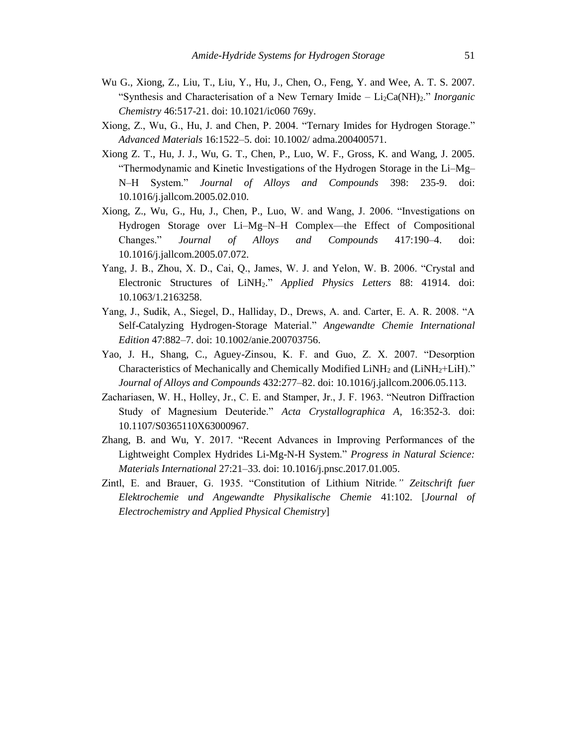Wu G., Xiong, Z., Liu, T., Liu, Y., Hu, J., Chen, O., Feng, Y. and Wee, A. T. S. 2007. "Synthesis and Characterisation of a New Ternary Imide – $Li_2Ca(NH)_2$." *Inorganic Chemistry* 46:517-21. doi: 10.1021/ic060 769y.

Xiong, Z., Wu, G., Hu, J. and Chen, P. 2004. "Ternary Imides for Hydrogen Storage." *Advanced Materials* 16:1522–5. doi: 10.1002/ adma.200400571.

Xiong Z. T., Hu, J. J., Wu, G. T., Chen, P., Luo, W. F., Gross, K. and Wang, J. 2005. "Thermodynamic and Kinetic Investigations of the Hydrogen Storage in the Li–Mg–N–H System." *Journal of Alloys and Compounds* 398: 235-9. doi: 10.1016/j.jallcom.2005.02.010.

Xiong, Z., Wu, G., Hu, J., Chen, P., Luo, W. and Wang, J. 2006. "Investigations on Hydrogen Storage over Li–Mg–N–H Complex—the Effect of Compositional Changes." *Journal of Alloys and Compounds* 417:190–4. doi: 10.1016/j.jallcom.2005.07.072.

Yang, J. B., Zhou, X. D., Cai, Q., James, W. J. and Yelon, W. B. 2006. "Crystal and Electronic Structures of $LiNH_2$." *Applied Physics Letters* 88: 41914. doi: 10.1063/1.2163258.

Yang, J., Sudik, A., Siegel, D., Halliday, D., Drews, A. and. Carter, E. A. R. 2008. "A Self-Catalyzing Hydrogen-Storage Material." *Angewandte Chemie International Edition* 47:882–7. doi: 10.1002/anie.200703756.

Yao, J. H., Shang, C., Aguey-Zinsou, K. F. and Guo, Z. X. 2007. "Desorption Characteristics of Mechanically and Chemically Modified $LiNH_2$ and ($LiNH_2$+LiH)." *Journal of Alloys and Compounds* 432:277–82. doi: 10.1016/j.jallcom.2006.05.113.

Zachariasen, W. H., Holley, Jr., C. E. and Stamper, Jr., J. F. 1963. "Neutron Diffraction Study of Magnesium Deuteride." *Acta Crystallographica A*, 16:352-3. doi: 10.1107/S0365110X63000967.

Zhang, B. and Wu, Y. 2017. "Recent Advances in Improving Performances of the Lightweight Complex Hydrides Li-Mg-N-H System." *Progress in Natural Science: Materials International* 27:21–33. doi: 10.1016/j.pnsc.2017.01.005.

Zintl, E. and Brauer, G. 1935. "Constitution of Lithium Nitride*." Zeitschrift fuer Elektrochemie und Angewandte Physikalische Chemie* 41:102. [*Journal of Electrochemistry and Applied Physical Chemistry*]